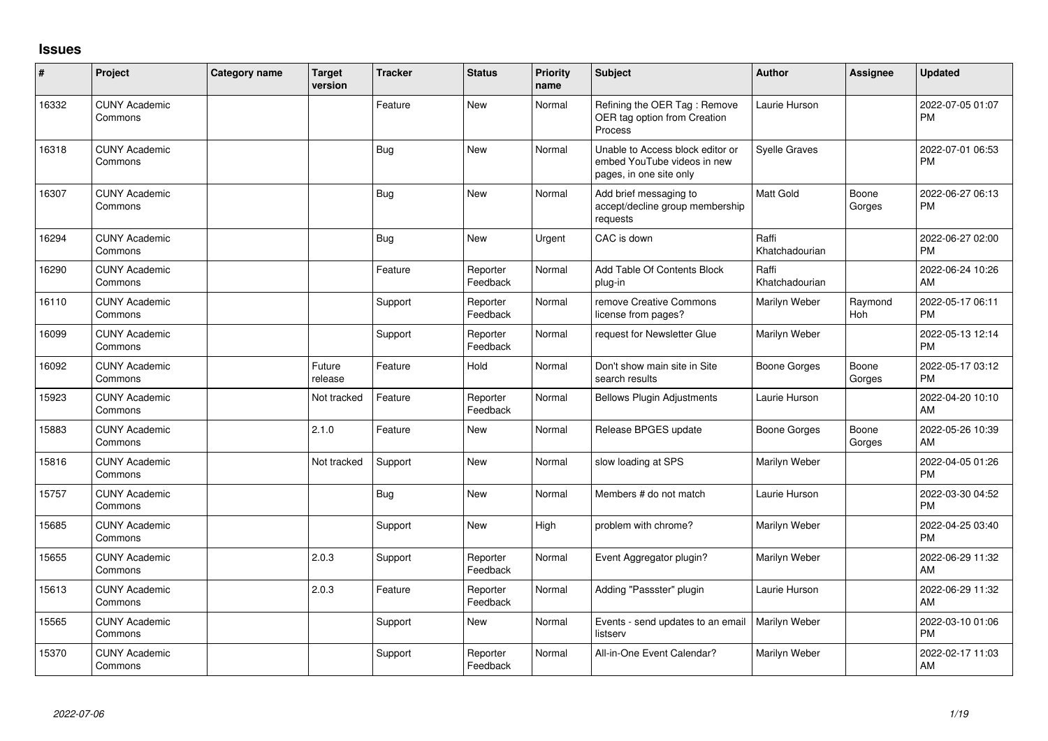## Issues

| # | Project | Category name | Target version | Tracker | Status | Priority name | Subject | Author | Assignee | Updated |
|---|---|---|---|---|---|---|---|---|---|---|
| 16332 | CUNY Academic Commons | | | Feature | New | Normal | Refining the OER Tag : Remove OER tag option from Creation Process | Laurie Hurson | | 2022-07-05 01:07 PM |
| 16318 | CUNY Academic Commons | | | Bug | New | Normal | Unable to Access block editor or embed YouTube videos in new pages, in one site only | Syelle Graves | | 2022-07-01 06:53 PM |
| 16307 | CUNY Academic Commons | | | Bug | New | Normal | Add brief messaging to accept/decline group membership requests | Matt Gold | Boone Gorges | 2022-06-27 06:13 PM |
| 16294 | CUNY Academic Commons | | | Bug | New | Urgent | CAC is down | Raffi Khatchadourian | | 2022-06-27 02:00 PM |
| 16290 | CUNY Academic Commons | | | Feature | Reporter Feedback | Normal | Add Table Of Contents Block plug-in | Raffi Khatchadourian | | 2022-06-24 10:26 AM |
| 16110 | CUNY Academic Commons | | | Support | Reporter Feedback | Normal | remove Creative Commons license from pages? | Marilyn Weber | Raymond Hoh | 2022-05-17 06:11 PM |
| 16099 | CUNY Academic Commons | | | Support | Reporter Feedback | Normal | request for Newsletter Glue | Marilyn Weber | | 2022-05-13 12:14 PM |
| 16092 | CUNY Academic Commons | | Future release | Feature | Hold | Normal | Don't show main site in Site search results | Boone Gorges | Boone Gorges | 2022-05-17 03:12 PM |
| 15923 | CUNY Academic Commons | | Not tracked | Feature | Reporter Feedback | Normal | Bellows Plugin Adjustments | Laurie Hurson | | 2022-04-20 10:10 AM |
| 15883 | CUNY Academic Commons | | 2.1.0 | Feature | New | Normal | Release BPGES update | Boone Gorges | Boone Gorges | 2022-05-26 10:39 AM |
| 15816 | CUNY Academic Commons | | Not tracked | Support | New | Normal | slow loading at SPS | Marilyn Weber | | 2022-04-05 01:26 PM |
| 15757 | CUNY Academic Commons | | | Bug | New | Normal | Members # do not match | Laurie Hurson | | 2022-03-30 04:52 PM |
| 15685 | CUNY Academic Commons | | | Support | New | High | problem with chrome? | Marilyn Weber | | 2022-04-25 03:40 PM |
| 15655 | CUNY Academic Commons | | 2.0.3 | Support | Reporter Feedback | Normal | Event Aggregator plugin? | Marilyn Weber | | 2022-06-29 11:32 AM |
| 15613 | CUNY Academic Commons | | 2.0.3 | Feature | Reporter Feedback | Normal | Adding "Passster" plugin | Laurie Hurson | | 2022-06-29 11:32 AM |
| 15565 | CUNY Academic Commons | | | Support | New | Normal | Events - send updates to an email listserv | Marilyn Weber | | 2022-03-10 01:06 PM |
| 15370 | CUNY Academic Commons | | | Support | Reporter Feedback | Normal | All-in-One Event Calendar? | Marilyn Weber | | 2022-02-17 11:03 AM |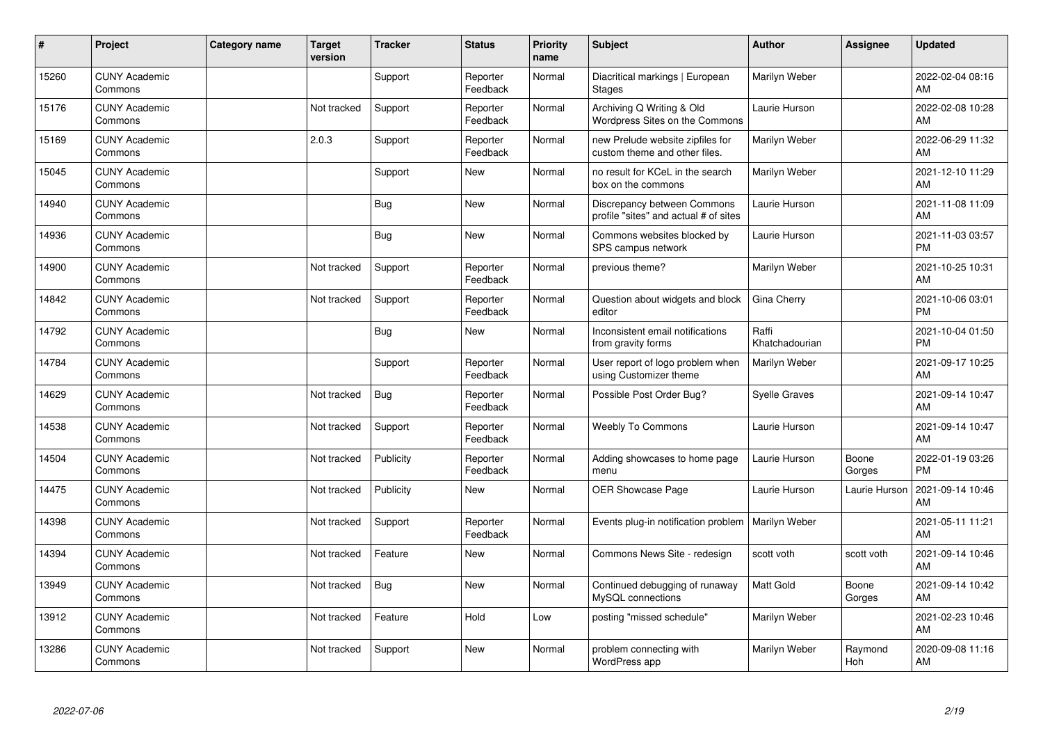| # | Project | Category name | Target version | Tracker | Status | Priority name | Subject | Author | Assignee | Updated |
|---|---|---|---|---|---|---|---|---|---|---|
| 15260 | CUNY Academic Commons | | | Support | Reporter Feedback | Normal | Diacritical markings \| European Stages | Marilyn Weber | | 2022-02-04 08:16 AM |
| 15176 | CUNY Academic Commons | | Not tracked | Support | Reporter Feedback | Normal | Archiving Q Writing & Old Wordpress Sites on the Commons | Laurie Hurson | | 2022-02-08 10:28 AM |
| 15169 | CUNY Academic Commons | | 2.0.3 | Support | Reporter Feedback | Normal | new Prelude website zipfiles for custom theme and other files. | Marilyn Weber | | 2022-06-29 11:32 AM |
| 15045 | CUNY Academic Commons | | | Support | New | Normal | no result for KCeL in the search box on the commons | Marilyn Weber | | 2021-12-10 11:29 AM |
| 14940 | CUNY Academic Commons | | | Bug | New | Normal | Discrepancy between Commons profile "sites" and actual # of sites | Laurie Hurson | | 2021-11-08 11:09 AM |
| 14936 | CUNY Academic Commons | | | Bug | New | Normal | Commons websites blocked by SPS campus network | Laurie Hurson | | 2021-11-03 03:57 PM |
| 14900 | CUNY Academic Commons | | Not tracked | Support | Reporter Feedback | Normal | previous theme? | Marilyn Weber | | 2021-10-25 10:31 AM |
| 14842 | CUNY Academic Commons | | Not tracked | Support | Reporter Feedback | Normal | Question about widgets and block editor | Gina Cherry | | 2021-10-06 03:01 PM |
| 14792 | CUNY Academic Commons | | | Bug | New | Normal | Inconsistent email notifications from gravity forms | Raffi Khatchadourian | | 2021-10-04 01:50 PM |
| 14784 | CUNY Academic Commons | | | Support | Reporter Feedback | Normal | User report of logo problem when using Customizer theme | Marilyn Weber | | 2021-09-17 10:25 AM |
| 14629 | CUNY Academic Commons | | Not tracked | Bug | Reporter Feedback | Normal | Possible Post Order Bug? | Syelle Graves | | 2021-09-14 10:47 AM |
| 14538 | CUNY Academic Commons | | Not tracked | Support | Reporter Feedback | Normal | Weebly To Commons | Laurie Hurson | | 2021-09-14 10:47 AM |
| 14504 | CUNY Academic Commons | | Not tracked | Publicity | Reporter Feedback | Normal | Adding showcases to home page menu | Laurie Hurson | Boone Gorges | 2022-01-19 03:26 PM |
| 14475 | CUNY Academic Commons | | Not tracked | Publicity | New | Normal | OER Showcase Page | Laurie Hurson | Laurie Hurson | 2021-09-14 10:46 AM |
| 14398 | CUNY Academic Commons | | Not tracked | Support | Reporter Feedback | Normal | Events plug-in notification problem | Marilyn Weber | | 2021-05-11 11:21 AM |
| 14394 | CUNY Academic Commons | | Not tracked | Feature | New | Normal | Commons News Site - redesign | scott voth | scott voth | 2021-09-14 10:46 AM |
| 13949 | CUNY Academic Commons | | Not tracked | Bug | New | Normal | Continued debugging of runaway MySQL connections | Matt Gold | Boone Gorges | 2021-09-14 10:42 AM |
| 13912 | CUNY Academic Commons | | Not tracked | Feature | Hold | Low | posting "missed schedule" | Marilyn Weber | | 2021-02-23 10:46 AM |
| 13286 | CUNY Academic Commons | | Not tracked | Support | New | Normal | problem connecting with WordPress app | Marilyn Weber | Raymond Hoh | 2020-09-08 11:16 AM |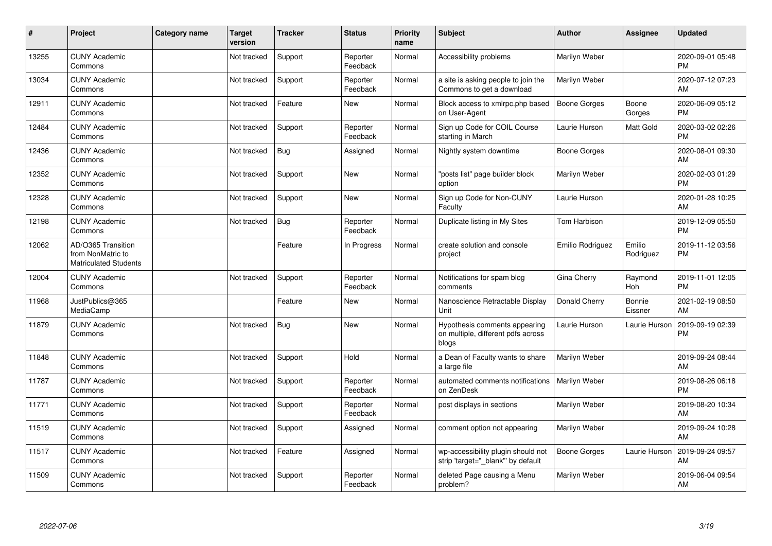| # | Project | Category name | Target version | Tracker | Status | Priority name | Subject | Author | Assignee | Updated |
|---|---|---|---|---|---|---|---|---|---|---|
| 13255 | CUNY Academic Commons | | Not tracked | Support | Reporter Feedback | Normal | Accessibility problems | Marilyn Weber | | 2020-09-01 05:48 PM |
| 13034 | CUNY Academic Commons | | Not tracked | Support | Reporter Feedback | Normal | a site is asking people to join the Commons to get a download | Marilyn Weber | | 2020-07-12 07:23 AM |
| 12911 | CUNY Academic Commons | | Not tracked | Feature | New | Normal | Block access to xmlrpc.php based on User-Agent | Boone Gorges | Boone Gorges | 2020-06-09 05:12 PM |
| 12484 | CUNY Academic Commons | | Not tracked | Support | Reporter Feedback | Normal | Sign up Code for COIL Course starting in March | Laurie Hurson | Matt Gold | 2020-03-02 02:26 PM |
| 12436 | CUNY Academic Commons | | Not tracked | Bug | Assigned | Normal | Nightly system downtime | Boone Gorges | | 2020-08-01 09:30 AM |
| 12352 | CUNY Academic Commons | | Not tracked | Support | New | Normal | "posts list" page builder block option | Marilyn Weber | | 2020-02-03 01:29 PM |
| 12328 | CUNY Academic Commons | | Not tracked | Support | New | Normal | Sign up Code for Non-CUNY Faculty | Laurie Hurson | | 2020-01-28 10:25 AM |
| 12198 | CUNY Academic Commons | | Not tracked | Bug | Reporter Feedback | Normal | Duplicate listing in My Sites | Tom Harbison | | 2019-12-09 05:50 PM |
| 12062 | AD/O365 Transition from NonMatric to Matriculated Students | | | Feature | In Progress | Normal | create solution and console project | Emilio Rodriguez | Emilio Rodriguez | 2019-11-12 03:56 PM |
| 12004 | CUNY Academic Commons | | Not tracked | Support | Reporter Feedback | Normal | Notifications for spam blog comments | Gina Cherry | Raymond Hoh | 2019-11-01 12:05 PM |
| 11968 | JustPublics@365 MediaCamp | | | Feature | New | Normal | Nanoscience Retractable Display Unit | Donald Cherry | Bonnie Eissner | 2021-02-19 08:50 AM |
| 11879 | CUNY Academic Commons | | Not tracked | Bug | New | Normal | Hypothesis comments appearing on multiple, different pdfs across blogs | Laurie Hurson | Laurie Hurson | 2019-09-19 02:39 PM |
| 11848 | CUNY Academic Commons | | Not tracked | Support | Hold | Normal | a Dean of Faculty wants to share a large file | Marilyn Weber | | 2019-09-24 08:44 AM |
| 11787 | CUNY Academic Commons | | Not tracked | Support | Reporter Feedback | Normal | automated comments notifications on ZenDesk | Marilyn Weber | | 2019-08-26 06:18 PM |
| 11771 | CUNY Academic Commons | | Not tracked | Support | Reporter Feedback | Normal | post displays in sections | Marilyn Weber | | 2019-08-20 10:34 AM |
| 11519 | CUNY Academic Commons | | Not tracked | Support | Assigned | Normal | comment option not appearing | Marilyn Weber | | 2019-09-24 10:28 AM |
| 11517 | CUNY Academic Commons | | Not tracked | Feature | Assigned | Normal | wp-accessibility plugin should not strip 'target="_blank"' by default | Boone Gorges | Laurie Hurson | 2019-09-24 09:57 AM |
| 11509 | CUNY Academic Commons | | Not tracked | Support | Reporter Feedback | Normal | deleted Page causing a Menu problem? | Marilyn Weber | | 2019-06-04 09:54 AM |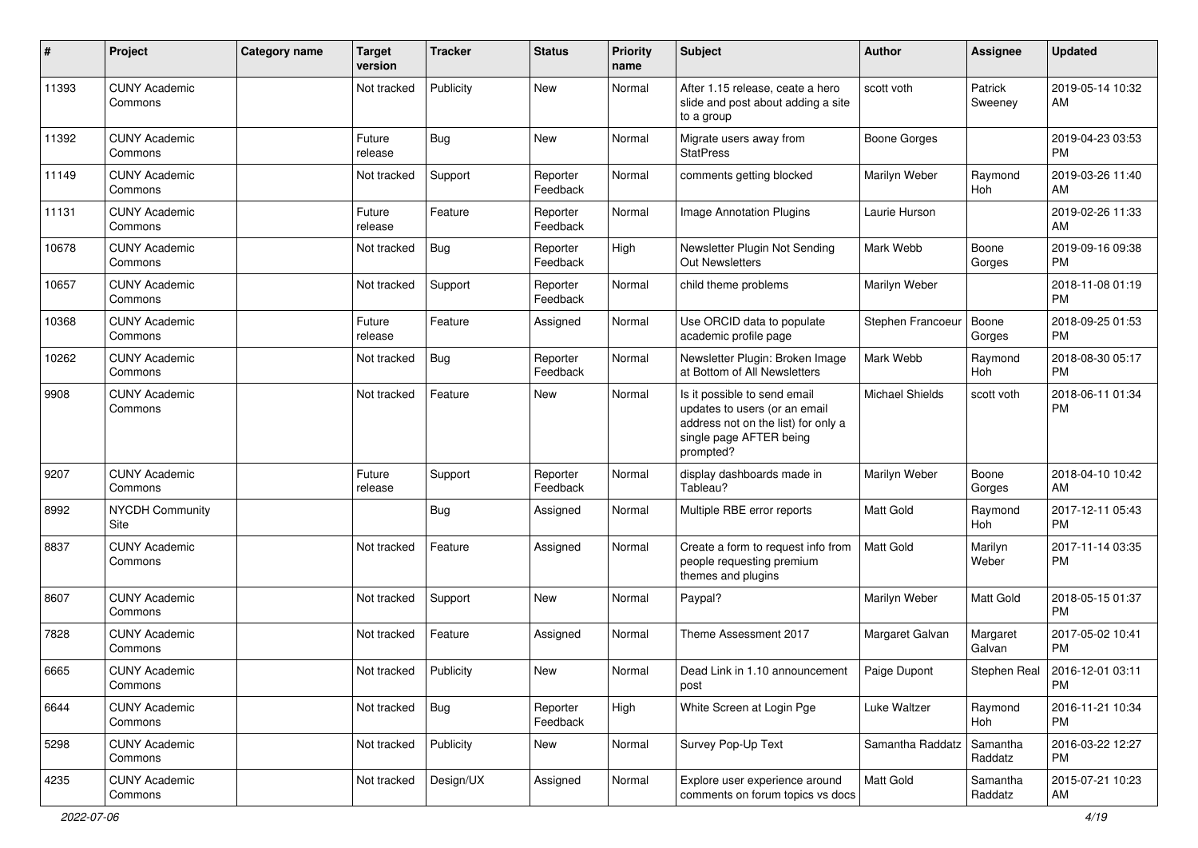| # | Project | Category name | Target version | Tracker | Status | Priority name | Subject | Author | Assignee | Updated |
|---|---|---|---|---|---|---|---|---|---|---|
| 11393 | CUNY Academic Commons | | Not tracked | Publicity | New | Normal | After 1.15 release, ceate a hero slide and post about adding a site to a group | scott voth | Patrick Sweeney | 2019-05-14 10:32 AM |
| 11392 | CUNY Academic Commons | | Future release | Bug | New | Normal | Migrate users away from StatPress | Boone Gorges | | 2019-04-23 03:53 PM |
| 11149 | CUNY Academic Commons | | Not tracked | Support | Reporter Feedback | Normal | comments getting blocked | Marilyn Weber | Raymond Hoh | 2019-03-26 11:40 AM |
| 11131 | CUNY Academic Commons | | Future release | Feature | Reporter Feedback | Normal | Image Annotation Plugins | Laurie Hurson | | 2019-02-26 11:33 AM |
| 10678 | CUNY Academic Commons | | Not tracked | Bug | Reporter Feedback | High | Newsletter Plugin Not Sending Out Newsletters | Mark Webb | Boone Gorges | 2019-09-16 09:38 PM |
| 10657 | CUNY Academic Commons | | Not tracked | Support | Reporter Feedback | Normal | child theme problems | Marilyn Weber | | 2018-11-08 01:19 PM |
| 10368 | CUNY Academic Commons | | Future release | Feature | Assigned | Normal | Use ORCID data to populate academic profile page | Stephen Francoeur | Boone Gorges | 2018-09-25 01:53 PM |
| 10262 | CUNY Academic Commons | | Not tracked | Bug | Reporter Feedback | Normal | Newsletter Plugin: Broken Image at Bottom of All Newsletters | Mark Webb | Raymond Hoh | 2018-08-30 05:17 PM |
| 9908 | CUNY Academic Commons | | Not tracked | Feature | New | Normal | Is it possible to send email updates to users (or an email address not on the list) for only a single page AFTER being prompted? | Michael Shields | scott voth | 2018-06-11 01:34 PM |
| 9207 | CUNY Academic Commons | | Future release | Support | Reporter Feedback | Normal | display dashboards made in Tableau? | Marilyn Weber | Boone Gorges | 2018-04-10 10:42 AM |
| 8992 | NYCDH Community Site | | | Bug | Assigned | Normal | Multiple RBE error reports | Matt Gold | Raymond Hoh | 2017-12-11 05:43 PM |
| 8837 | CUNY Academic Commons | | Not tracked | Feature | Assigned | Normal | Create a form to request info from people requesting premium themes and plugins | Matt Gold | Marilyn Weber | 2017-11-14 03:35 PM |
| 8607 | CUNY Academic Commons | | Not tracked | Support | New | Normal | Paypal? | Marilyn Weber | Matt Gold | 2018-05-15 01:37 PM |
| 7828 | CUNY Academic Commons | | Not tracked | Feature | Assigned | Normal | Theme Assessment 2017 | Margaret Galvan | Margaret Galvan | 2017-05-02 10:41 PM |
| 6665 | CUNY Academic Commons | | Not tracked | Publicity | New | Normal | Dead Link in 1.10 announcement post | Paige Dupont | Stephen Real | 2016-12-01 03:11 PM |
| 6644 | CUNY Academic Commons | | Not tracked | Bug | Reporter Feedback | High | White Screen at Login Pge | Luke Waltzer | Raymond Hoh | 2016-11-21 10:34 PM |
| 5298 | CUNY Academic Commons | | Not tracked | Publicity | New | Normal | Survey Pop-Up Text | Samantha Raddatz | Samantha Raddatz | 2016-03-22 12:27 PM |
| 4235 | CUNY Academic Commons | | Not tracked | Design/UX | Assigned | Normal | Explore user experience around comments on forum topics vs docs | Matt Gold | Samantha Raddatz | 2015-07-21 10:23 AM |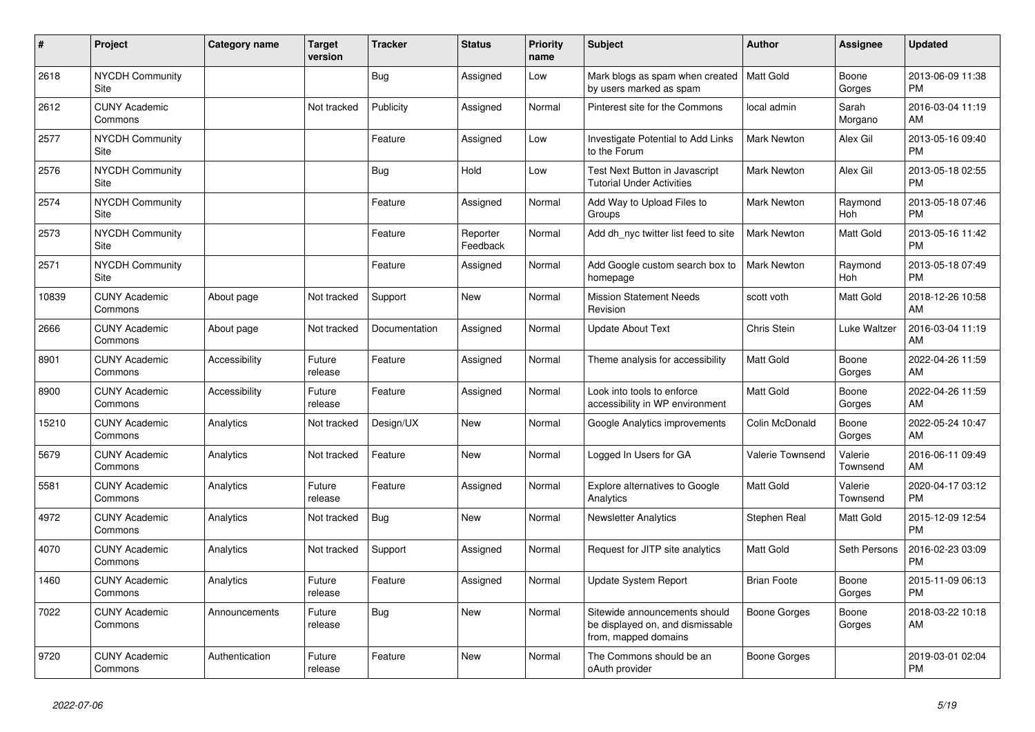| # | Project | Category name | Target version | Tracker | Status | Priority name | Subject | Author | Assignee | Updated |
|---|---|---|---|---|---|---|---|---|---|---|
| 2618 | NYCDH Community Site | | | Bug | Assigned | Low | Mark blogs as spam when created by users marked as spam | Matt Gold | Boone Gorges | 2013-06-09 11:38 PM |
| 2612 | CUNY Academic Commons | | Not tracked | Publicity | Assigned | Normal | Pinterest site for the Commons | local admin | Sarah Morgano | 2016-03-04 11:19 AM |
| 2577 | NYCDH Community Site | | | Feature | Assigned | Low | Investigate Potential to Add Links to the Forum | Mark Newton | Alex Gil | 2013-05-16 09:40 PM |
| 2576 | NYCDH Community Site | | | Bug | Hold | Low | Test Next Button in Javascript Tutorial Under Activities | Mark Newton | Alex Gil | 2013-05-18 02:55 PM |
| 2574 | NYCDH Community Site | | | Feature | Assigned | Normal | Add Way to Upload Files to Groups | Mark Newton | Raymond Hoh | 2013-05-18 07:46 PM |
| 2573 | NYCDH Community Site | | | Feature | Reporter Feedback | Normal | Add dh_nyc twitter list feed to site | Mark Newton | Matt Gold | 2013-05-16 11:42 PM |
| 2571 | NYCDH Community Site | | | Feature | Assigned | Normal | Add Google custom search box to homepage | Mark Newton | Raymond Hoh | 2013-05-18 07:49 PM |
| 10839 | CUNY Academic Commons | About page | Not tracked | Support | New | Normal | Mission Statement Needs Revision | scott voth | Matt Gold | 2018-12-26 10:58 AM |
| 2666 | CUNY Academic Commons | About page | Not tracked | Documentation | Assigned | Normal | Update About Text | Chris Stein | Luke Waltzer | 2016-03-04 11:19 AM |
| 8901 | CUNY Academic Commons | Accessibility | Future release | Feature | Assigned | Normal | Theme analysis for accessibility | Matt Gold | Boone Gorges | 2022-04-26 11:59 AM |
| 8900 | CUNY Academic Commons | Accessibility | Future release | Feature | Assigned | Normal | Look into tools to enforce accessibility in WP environment | Matt Gold | Boone Gorges | 2022-04-26 11:59 AM |
| 15210 | CUNY Academic Commons | Analytics | Not tracked | Design/UX | New | Normal | Google Analytics improvements | Colin McDonald | Boone Gorges | 2022-05-24 10:47 AM |
| 5679 | CUNY Academic Commons | Analytics | Not tracked | Feature | New | Normal | Logged In Users for GA | Valerie Townsend | Valerie Townsend | 2016-06-11 09:49 AM |
| 5581 | CUNY Academic Commons | Analytics | Future release | Feature | Assigned | Normal | Explore alternatives to Google Analytics | Matt Gold | Valerie Townsend | 2020-04-17 03:12 PM |
| 4972 | CUNY Academic Commons | Analytics | Not tracked | Bug | New | Normal | Newsletter Analytics | Stephen Real | Matt Gold | 2015-12-09 12:54 PM |
| 4070 | CUNY Academic Commons | Analytics | Not tracked | Support | Assigned | Normal | Request for JITP site analytics | Matt Gold | Seth Persons | 2016-02-23 03:09 PM |
| 1460 | CUNY Academic Commons | Analytics | Future release | Feature | Assigned | Normal | Update System Report | Brian Foote | Boone Gorges | 2015-11-09 06:13 PM |
| 7022 | CUNY Academic Commons | Announcements | Future release | Bug | New | Normal | Sitewide announcements should be displayed on, and dismissable from, mapped domains | Boone Gorges | Boone Gorges | 2018-03-22 10:18 AM |
| 9720 | CUNY Academic Commons | Authentication | Future release | Feature | New | Normal | The Commons should be an oAuth provider | Boone Gorges | | 2019-03-01 02:04 PM |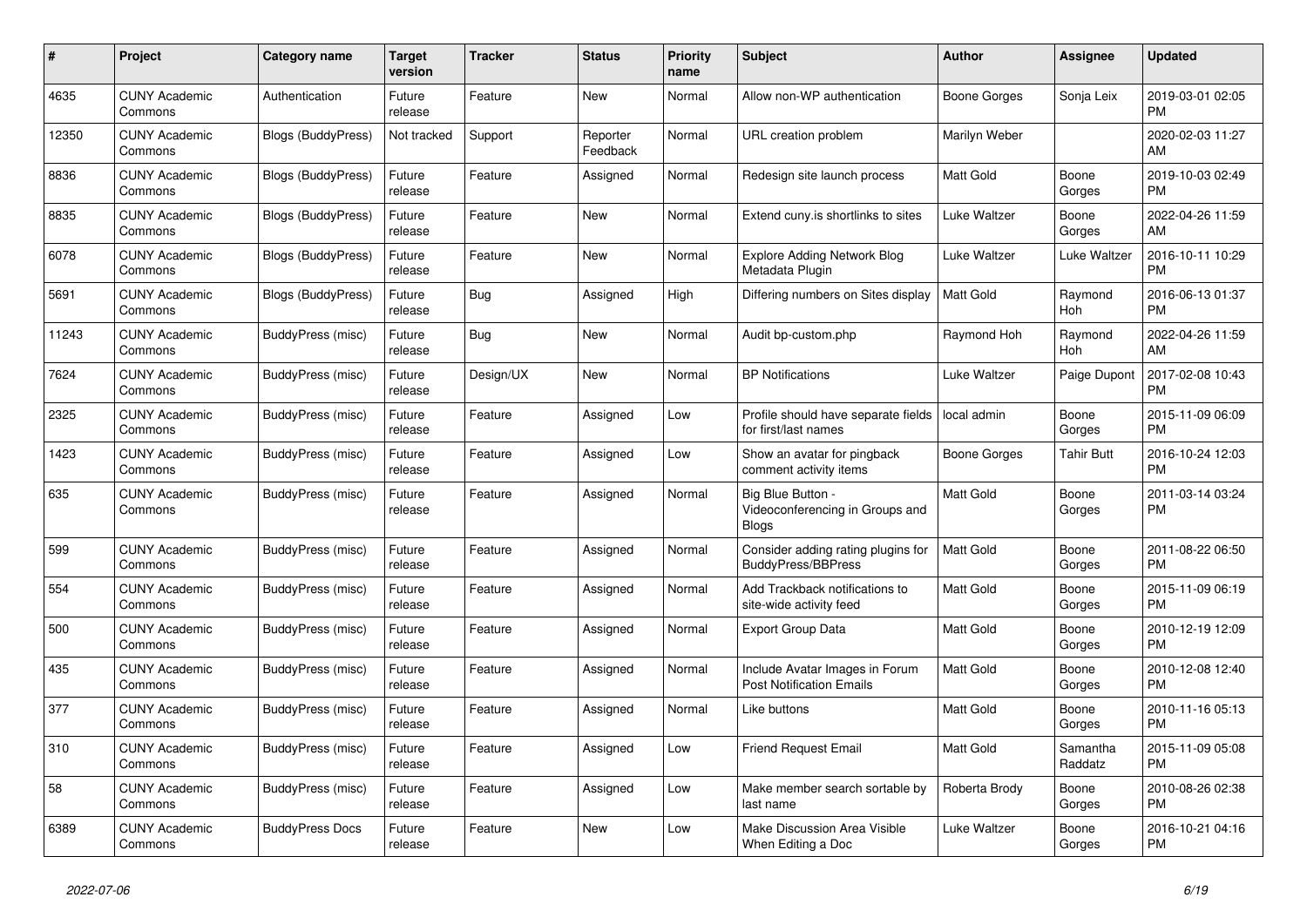| # | Project | Category name | Target version | Tracker | Status | Priority name | Subject | Author | Assignee | Updated |
|---|---|---|---|---|---|---|---|---|---|---|
| 4635 | CUNY Academic Commons | Authentication | Future release | Feature | New | Normal | Allow non-WP authentication | Boone Gorges | Sonja Leix | 2019-03-01 02:05 PM |
| 12350 | CUNY Academic Commons | Blogs (BuddyPress) | Not tracked | Support | Reporter Feedback | Normal | URL creation problem | Marilyn Weber | | 2020-02-03 11:27 AM |
| 8836 | CUNY Academic Commons | Blogs (BuddyPress) | Future release | Feature | Assigned | Normal | Redesign site launch process | Matt Gold | Boone Gorges | 2019-10-03 02:49 PM |
| 8835 | CUNY Academic Commons | Blogs (BuddyPress) | Future release | Feature | New | Normal | Extend cuny.is shortlinks to sites | Luke Waltzer | Boone Gorges | 2022-04-26 11:59 AM |
| 6078 | CUNY Academic Commons | Blogs (BuddyPress) | Future release | Feature | New | Normal | Explore Adding Network Blog Metadata Plugin | Luke Waltzer | Luke Waltzer | 2016-10-11 10:29 PM |
| 5691 | CUNY Academic Commons | Blogs (BuddyPress) | Future release | Bug | Assigned | High | Differing numbers on Sites display | Matt Gold | Raymond Hoh | 2016-06-13 01:37 PM |
| 11243 | CUNY Academic Commons | BuddyPress (misc) | Future release | Bug | New | Normal | Audit bp-custom.php | Raymond Hoh | Raymond Hoh | 2022-04-26 11:59 AM |
| 7624 | CUNY Academic Commons | BuddyPress (misc) | Future release | Design/UX | New | Normal | BP Notifications | Luke Waltzer | Paige Dupont | 2017-02-08 10:43 PM |
| 2325 | CUNY Academic Commons | BuddyPress (misc) | Future release | Feature | Assigned | Low | Profile should have separate fields for first/last names | local admin | Boone Gorges | 2015-11-09 06:09 PM |
| 1423 | CUNY Academic Commons | BuddyPress (misc) | Future release | Feature | Assigned | Low | Show an avatar for pingback comment activity items | Boone Gorges | Tahir Butt | 2016-10-24 12:03 PM |
| 635 | CUNY Academic Commons | BuddyPress (misc) | Future release | Feature | Assigned | Normal | Big Blue Button - Videoconferencing in Groups and Blogs | Matt Gold | Boone Gorges | 2011-03-14 03:24 PM |
| 599 | CUNY Academic Commons | BuddyPress (misc) | Future release | Feature | Assigned | Normal | Consider adding rating plugins for BuddyPress/BBPress | Matt Gold | Boone Gorges | 2011-08-22 06:50 PM |
| 554 | CUNY Academic Commons | BuddyPress (misc) | Future release | Feature | Assigned | Normal | Add Trackback notifications to site-wide activity feed | Matt Gold | Boone Gorges | 2015-11-09 06:19 PM |
| 500 | CUNY Academic Commons | BuddyPress (misc) | Future release | Feature | Assigned | Normal | Export Group Data | Matt Gold | Boone Gorges | 2010-12-19 12:09 PM |
| 435 | CUNY Academic Commons | BuddyPress (misc) | Future release | Feature | Assigned | Normal | Include Avatar Images in Forum Post Notification Emails | Matt Gold | Boone Gorges | 2010-12-08 12:40 PM |
| 377 | CUNY Academic Commons | BuddyPress (misc) | Future release | Feature | Assigned | Normal | Like buttons | Matt Gold | Boone Gorges | 2010-11-16 05:13 PM |
| 310 | CUNY Academic Commons | BuddyPress (misc) | Future release | Feature | Assigned | Low | Friend Request Email | Matt Gold | Samantha Raddatz | 2015-11-09 05:08 PM |
| 58 | CUNY Academic Commons | BuddyPress (misc) | Future release | Feature | Assigned | Low | Make member search sortable by last name | Roberta Brody | Boone Gorges | 2010-08-26 02:38 PM |
| 6389 | CUNY Academic Commons | BuddyPress Docs | Future release | Feature | New | Low | Make Discussion Area Visible When Editing a Doc | Luke Waltzer | Boone Gorges | 2016-10-21 04:16 PM |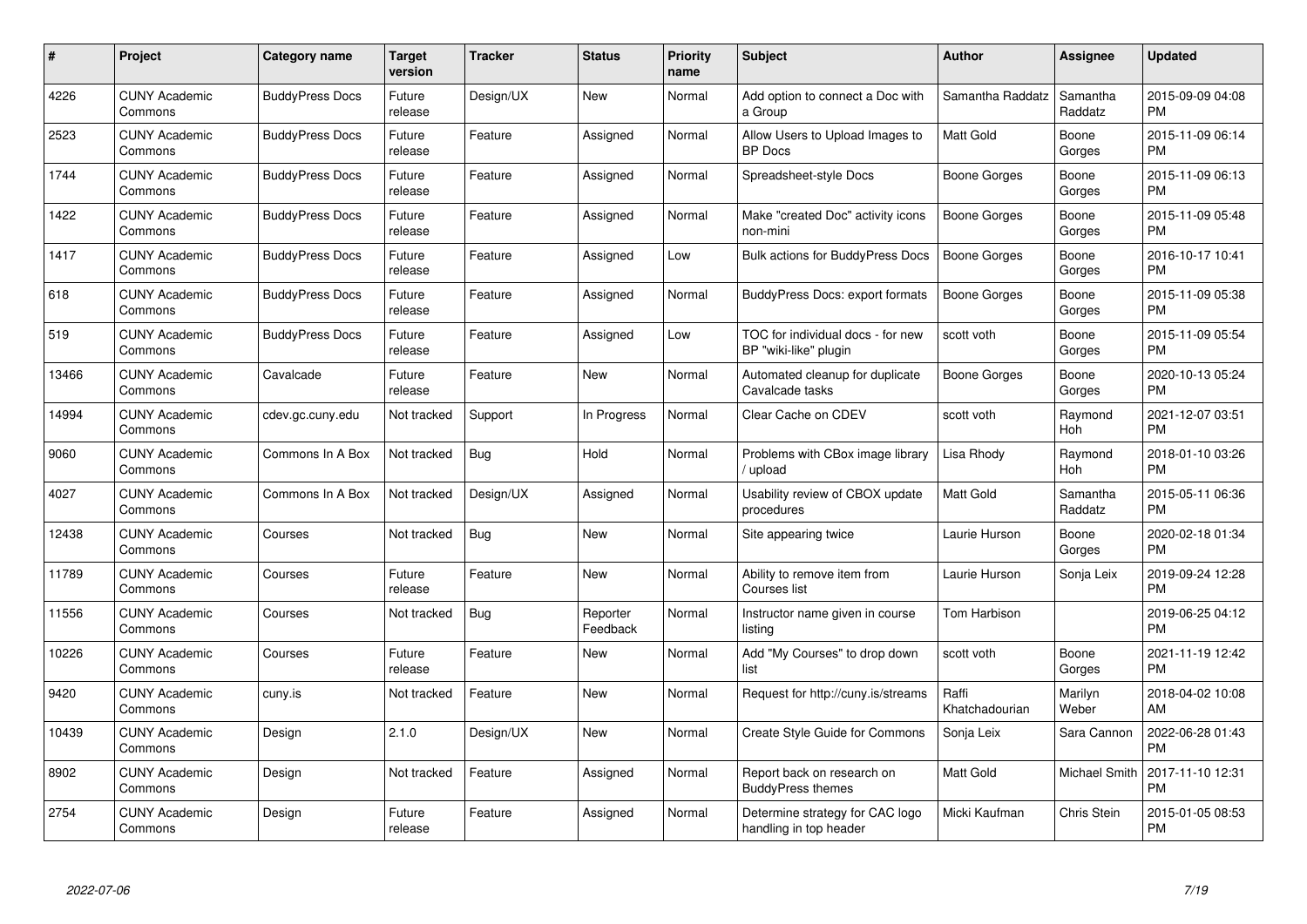| # | Project | Category name | Target version | Tracker | Status | Priority name | Subject | Author | Assignee | Updated |
|---|---|---|---|---|---|---|---|---|---|---|
| 4226 | CUNY Academic Commons | BuddyPress Docs | Future release | Design/UX | New | Normal | Add option to connect a Doc with a Group | Samantha Raddatz | Samantha Raddatz | 2015-09-09 04:08 PM |
| 2523 | CUNY Academic Commons | BuddyPress Docs | Future release | Feature | Assigned | Normal | Allow Users to Upload Images to BP Docs | Matt Gold | Boone Gorges | 2015-11-09 06:14 PM |
| 1744 | CUNY Academic Commons | BuddyPress Docs | Future release | Feature | Assigned | Normal | Spreadsheet-style Docs | Boone Gorges | Boone Gorges | 2015-11-09 06:13 PM |
| 1422 | CUNY Academic Commons | BuddyPress Docs | Future release | Feature | Assigned | Normal | Make "created Doc" activity icons non-mini | Boone Gorges | Boone Gorges | 2015-11-09 05:48 PM |
| 1417 | CUNY Academic Commons | BuddyPress Docs | Future release | Feature | Assigned | Low | Bulk actions for BuddyPress Docs | Boone Gorges | Boone Gorges | 2016-10-17 10:41 PM |
| 618 | CUNY Academic Commons | BuddyPress Docs | Future release | Feature | Assigned | Normal | BuddyPress Docs: export formats | Boone Gorges | Boone Gorges | 2015-11-09 05:38 PM |
| 519 | CUNY Academic Commons | BuddyPress Docs | Future release | Feature | Assigned | Low | TOC for individual docs - for new BP "wiki-like" plugin | scott voth | Boone Gorges | 2015-11-09 05:54 PM |
| 13466 | CUNY Academic Commons | Cavalcade | Future release | Feature | New | Normal | Automated cleanup for duplicate Cavalcade tasks | Boone Gorges | Boone Gorges | 2020-10-13 05:24 PM |
| 14994 | CUNY Academic Commons | cdev.gc.cuny.edu | Not tracked | Support | In Progress | Normal | Clear Cache on CDEV | scott voth | Raymond Hoh | 2021-12-07 03:51 PM |
| 9060 | CUNY Academic Commons | Commons In A Box | Not tracked | Bug | Hold | Normal | Problems with CBox image library / upload | Lisa Rhody | Raymond Hoh | 2018-01-10 03:26 PM |
| 4027 | CUNY Academic Commons | Commons In A Box | Not tracked | Design/UX | Assigned | Normal | Usability review of CBOX update procedures | Matt Gold | Samantha Raddatz | 2015-05-11 06:36 PM |
| 12438 | CUNY Academic Commons | Courses | Not tracked | Bug | New | Normal | Site appearing twice | Laurie Hurson | Boone Gorges | 2020-02-18 01:34 PM |
| 11789 | CUNY Academic Commons | Courses | Future release | Feature | New | Normal | Ability to remove item from Courses list | Laurie Hurson | Sonja Leix | 2019-09-24 12:28 PM |
| 11556 | CUNY Academic Commons | Courses | Not tracked | Bug | Reporter Feedback | Normal | Instructor name given in course listing | Tom Harbison | | 2019-06-25 04:12 PM |
| 10226 | CUNY Academic Commons | Courses | Future release | Feature | New | Normal | Add "My Courses" to drop down list | scott voth | Boone Gorges | 2021-11-19 12:42 PM |
| 9420 | CUNY Academic Commons | cuny.is | Not tracked | Feature | New | Normal | Request for http://cuny.is/streams | Raffi Khatchadourian | Marilyn Weber | 2018-04-02 10:08 AM |
| 10439 | CUNY Academic Commons | Design | 2.1.0 | Design/UX | New | Normal | Create Style Guide for Commons | Sonja Leix | Sara Cannon | 2022-06-28 01:43 PM |
| 8902 | CUNY Academic Commons | Design | Not tracked | Feature | Assigned | Normal | Report back on research on BuddyPress themes | Matt Gold | Michael Smith | 2017-11-10 12:31 PM |
| 2754 | CUNY Academic Commons | Design | Future release | Feature | Assigned | Normal | Determine strategy for CAC logo handling in top header | Micki Kaufman | Chris Stein | 2015-01-05 08:53 PM |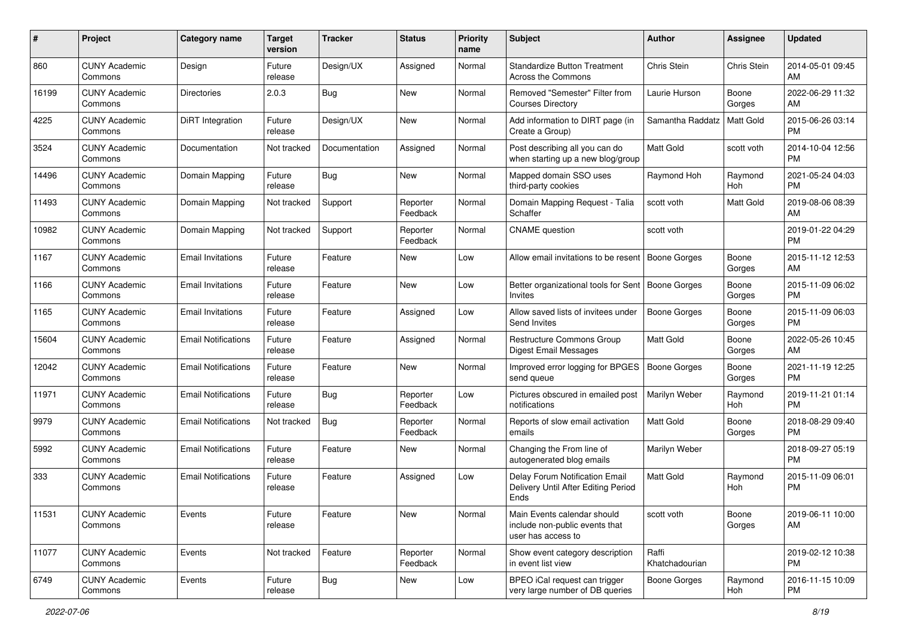| # | Project | Category name | Target version | Tracker | Status | Priority name | Subject | Author | Assignee | Updated |
|---|---|---|---|---|---|---|---|---|---|---|
| 860 | CUNY Academic Commons | Design | Future release | Design/UX | Assigned | Normal | Standardize Button Treatment Across the Commons | Chris Stein | Chris Stein | 2014-05-01 09:45 AM |
| 16199 | CUNY Academic Commons | Directories | 2.0.3 | Bug | New | Normal | Removed "Semester" Filter from Courses Directory | Laurie Hurson | Boone Gorges | 2022-06-29 11:32 AM |
| 4225 | CUNY Academic Commons | DiRT Integration | Future release | Design/UX | New | Normal | Add information to DIRT page (in Create a Group) | Samantha Raddatz | Matt Gold | 2015-06-26 03:14 PM |
| 3524 | CUNY Academic Commons | Documentation | Not tracked | Documentation | Assigned | Normal | Post describing all you can do when starting up a new blog/group | Matt Gold | scott voth | 2014-10-04 12:56 PM |
| 14496 | CUNY Academic Commons | Domain Mapping | Future release | Bug | New | Normal | Mapped domain SSO uses third-party cookies | Raymond Hoh | Raymond Hoh | 2021-05-24 04:03 PM |
| 11493 | CUNY Academic Commons | Domain Mapping | Not tracked | Support | Reporter Feedback | Normal | Domain Mapping Request - Talia Schaffer | scott voth | Matt Gold | 2019-08-06 08:39 AM |
| 10982 | CUNY Academic Commons | Domain Mapping | Not tracked | Support | Reporter Feedback | Normal | CNAME question | scott voth | | 2019-01-22 04:29 PM |
| 1167 | CUNY Academic Commons | Email Invitations | Future release | Feature | New | Low | Allow email invitations to be resent | Boone Gorges | Boone Gorges | 2015-11-12 12:53 AM |
| 1166 | CUNY Academic Commons | Email Invitations | Future release | Feature | New | Low | Better organizational tools for Sent Invites | Boone Gorges | Boone Gorges | 2015-11-09 06:02 PM |
| 1165 | CUNY Academic Commons | Email Invitations | Future release | Feature | Assigned | Low | Allow saved lists of invitees under Send Invites | Boone Gorges | Boone Gorges | 2015-11-09 06:03 PM |
| 15604 | CUNY Academic Commons | Email Notifications | Future release | Feature | Assigned | Normal | Restructure Commons Group Digest Email Messages | Matt Gold | Boone Gorges | 2022-05-26 10:45 AM |
| 12042 | CUNY Academic Commons | Email Notifications | Future release | Feature | New | Normal | Improved error logging for BPGES send queue | Boone Gorges | Boone Gorges | 2021-11-19 12:25 PM |
| 11971 | CUNY Academic Commons | Email Notifications | Future release | Bug | Reporter Feedback | Low | Pictures obscured in emailed post notifications | Marilyn Weber | Raymond Hoh | 2019-11-21 01:14 PM |
| 9979 | CUNY Academic Commons | Email Notifications | Not tracked | Bug | Reporter Feedback | Normal | Reports of slow email activation emails | Matt Gold | Boone Gorges | 2018-08-29 09:40 PM |
| 5992 | CUNY Academic Commons | Email Notifications | Future release | Feature | New | Normal | Changing the From line of autogenerated blog emails | Marilyn Weber | | 2018-09-27 05:19 PM |
| 333 | CUNY Academic Commons | Email Notifications | Future release | Feature | Assigned | Low | Delay Forum Notification Email Delivery Until After Editing Period Ends | Matt Gold | Raymond Hoh | 2015-11-09 06:01 PM |
| 11531 | CUNY Academic Commons | Events | Future release | Feature | New | Normal | Main Events calendar should include non-public events that user has access to | scott voth | Boone Gorges | 2019-06-11 10:00 AM |
| 11077 | CUNY Academic Commons | Events | Not tracked | Feature | Reporter Feedback | Normal | Show event category description in event list view | Raffi Khatchadourian | | 2019-02-12 10:38 PM |
| 6749 | CUNY Academic Commons | Events | Future release | Bug | New | Low | BPEO iCal request can trigger very large number of DB queries | Boone Gorges | Raymond Hoh | 2016-11-15 10:09 PM |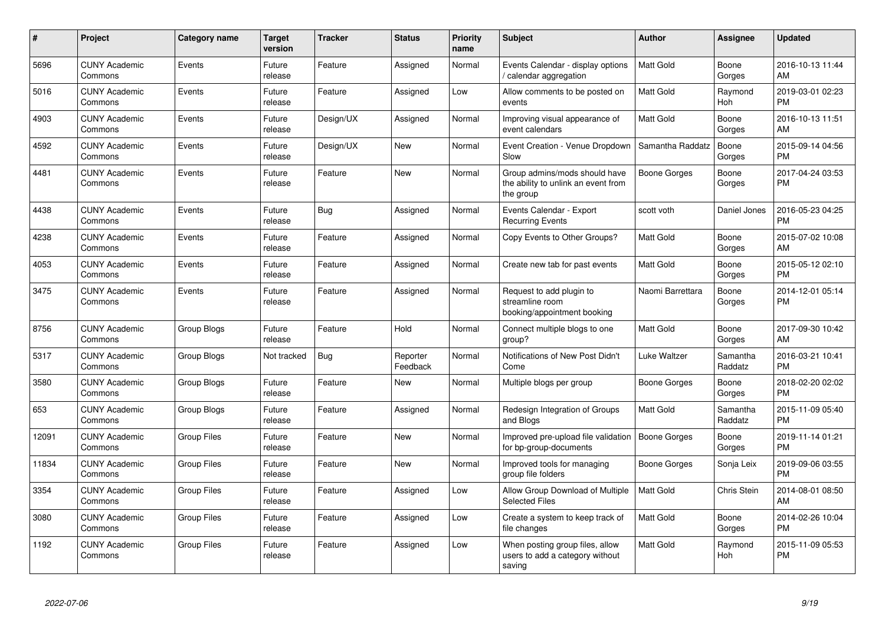| # | Project | Category name | Target version | Tracker | Status | Priority name | Subject | Author | Assignee | Updated |
|---|---|---|---|---|---|---|---|---|---|---|
| 5696 | CUNY Academic Commons | Events | Future release | Feature | Assigned | Normal | Events Calendar - display options / calendar aggregation | Matt Gold | Boone Gorges | 2016-10-13 11:44 AM |
| 5016 | CUNY Academic Commons | Events | Future release | Feature | Assigned | Low | Allow comments to be posted on events | Matt Gold | Raymond Hoh | 2019-03-01 02:23 PM |
| 4903 | CUNY Academic Commons | Events | Future release | Design/UX | Assigned | Normal | Improving visual appearance of event calendars | Matt Gold | Boone Gorges | 2016-10-13 11:51 AM |
| 4592 | CUNY Academic Commons | Events | Future release | Design/UX | New | Normal | Event Creation - Venue Dropdown Slow | Samantha Raddatz | Boone Gorges | 2015-09-14 04:56 PM |
| 4481 | CUNY Academic Commons | Events | Future release | Feature | New | Normal | Group admins/mods should have the ability to unlink an event from the group | Boone Gorges | Boone Gorges | 2017-04-24 03:53 PM |
| 4438 | CUNY Academic Commons | Events | Future release | Bug | Assigned | Normal | Events Calendar - Export Recurring Events | scott voth | Daniel Jones | 2016-05-23 04:25 PM |
| 4238 | CUNY Academic Commons | Events | Future release | Feature | Assigned | Normal | Copy Events to Other Groups? | Matt Gold | Boone Gorges | 2015-07-02 10:08 AM |
| 4053 | CUNY Academic Commons | Events | Future release | Feature | Assigned | Normal | Create new tab for past events | Matt Gold | Boone Gorges | 2015-05-12 02:10 PM |
| 3475 | CUNY Academic Commons | Events | Future release | Feature | Assigned | Normal | Request to add plugin to streamline room booking/appointment booking | Naomi Barrettara | Boone Gorges | 2014-12-01 05:14 PM |
| 8756 | CUNY Academic Commons | Group Blogs | Future release | Feature | Hold | Normal | Connect multiple blogs to one group? | Matt Gold | Boone Gorges | 2017-09-30 10:42 AM |
| 5317 | CUNY Academic Commons | Group Blogs | Not tracked | Bug | Reporter Feedback | Normal | Notifications of New Post Didn't Come | Luke Waltzer | Samantha Raddatz | 2016-03-21 10:41 PM |
| 3580 | CUNY Academic Commons | Group Blogs | Future release | Feature | New | Normal | Multiple blogs per group | Boone Gorges | Boone Gorges | 2018-02-20 02:02 PM |
| 653 | CUNY Academic Commons | Group Blogs | Future release | Feature | Assigned | Normal | Redesign Integration of Groups and Blogs | Matt Gold | Samantha Raddatz | 2015-11-09 05:40 PM |
| 12091 | CUNY Academic Commons | Group Files | Future release | Feature | New | Normal | Improved pre-upload file validation for bp-group-documents | Boone Gorges | Boone Gorges | 2019-11-14 01:21 PM |
| 11834 | CUNY Academic Commons | Group Files | Future release | Feature | New | Normal | Improved tools for managing group file folders | Boone Gorges | Sonja Leix | 2019-09-06 03:55 PM |
| 3354 | CUNY Academic Commons | Group Files | Future release | Feature | Assigned | Low | Allow Group Download of Multiple Selected Files | Matt Gold | Chris Stein | 2014-08-01 08:50 AM |
| 3080 | CUNY Academic Commons | Group Files | Future release | Feature | Assigned | Low | Create a system to keep track of file changes | Matt Gold | Boone Gorges | 2014-02-26 10:04 PM |
| 1192 | CUNY Academic Commons | Group Files | Future release | Feature | Assigned | Low | When posting group files, allow users to add a category without saving | Matt Gold | Raymond Hoh | 2015-11-09 05:53 PM |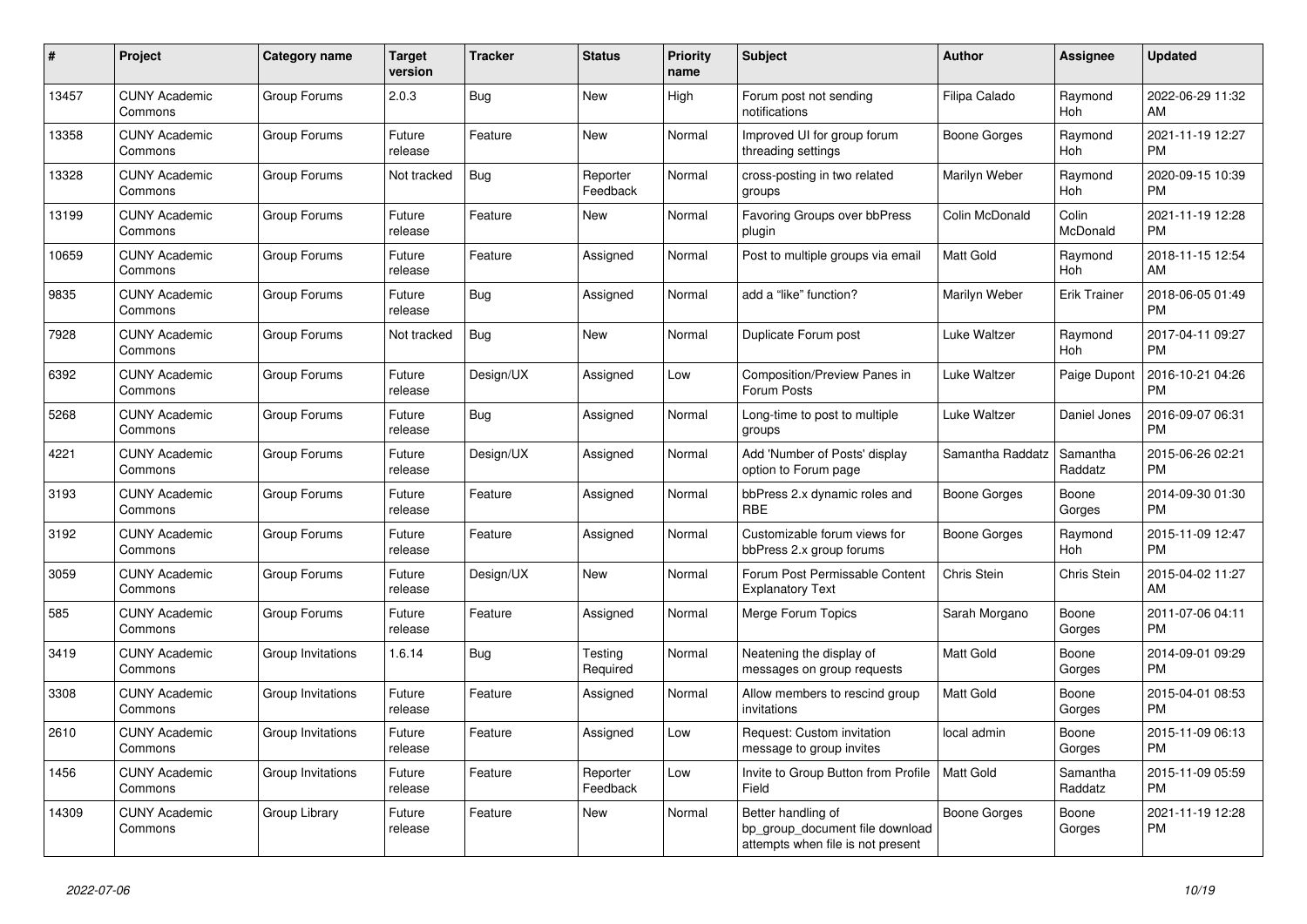| # | Project | Category name | Target version | Tracker | Status | Priority name | Subject | Author | Assignee | Updated |
|---|---|---|---|---|---|---|---|---|---|---|
| 13457 | CUNY Academic Commons | Group Forums | 2.0.3 | Bug | New | High | Forum post not sending notifications | Filipa Calado | Raymond Hoh | 2022-06-29 11:32 AM |
| 13358 | CUNY Academic Commons | Group Forums | Future release | Feature | New | Normal | Improved UI for group forum threading settings | Boone Gorges | Raymond Hoh | 2021-11-19 12:27 PM |
| 13328 | CUNY Academic Commons | Group Forums | Not tracked | Bug | Reporter Feedback | Normal | cross-posting in two related groups | Marilyn Weber | Raymond Hoh | 2020-09-15 10:39 PM |
| 13199 | CUNY Academic Commons | Group Forums | Future release | Feature | New | Normal | Favoring Groups over bbPress plugin | Colin McDonald | Colin McDonald | 2021-11-19 12:28 PM |
| 10659 | CUNY Academic Commons | Group Forums | Future release | Feature | Assigned | Normal | Post to multiple groups via email | Matt Gold | Raymond Hoh | 2018-11-15 12:54 AM |
| 9835 | CUNY Academic Commons | Group Forums | Future release | Bug | Assigned | Normal | add a "like" function? | Marilyn Weber | Erik Trainer | 2018-06-05 01:49 PM |
| 7928 | CUNY Academic Commons | Group Forums | Not tracked | Bug | New | Normal | Duplicate Forum post | Luke Waltzer | Raymond Hoh | 2017-04-11 09:27 PM |
| 6392 | CUNY Academic Commons | Group Forums | Future release | Design/UX | Assigned | Low | Composition/Preview Panes in Forum Posts | Luke Waltzer | Paige Dupont | 2016-10-21 04:26 PM |
| 5268 | CUNY Academic Commons | Group Forums | Future release | Bug | Assigned | Normal | Long-time to post to multiple groups | Luke Waltzer | Daniel Jones | 2016-09-07 06:31 PM |
| 4221 | CUNY Academic Commons | Group Forums | Future release | Design/UX | Assigned | Normal | Add 'Number of Posts' display option to Forum page | Samantha Raddatz | Samantha Raddatz | 2015-06-26 02:21 PM |
| 3193 | CUNY Academic Commons | Group Forums | Future release | Feature | Assigned | Normal | bbPress 2.x dynamic roles and RBE | Boone Gorges | Boone Gorges | 2014-09-30 01:30 PM |
| 3192 | CUNY Academic Commons | Group Forums | Future release | Feature | Assigned | Normal | Customizable forum views for bbPress 2.x group forums | Boone Gorges | Raymond Hoh | 2015-11-09 12:47 PM |
| 3059 | CUNY Academic Commons | Group Forums | Future release | Design/UX | New | Normal | Forum Post Permissable Content Explanatory Text | Chris Stein | Chris Stein | 2015-04-02 11:27 AM |
| 585 | CUNY Academic Commons | Group Forums | Future release | Feature | Assigned | Normal | Merge Forum Topics | Sarah Morgano | Boone Gorges | 2011-07-06 04:11 PM |
| 3419 | CUNY Academic Commons | Group Invitations | 1.6.14 | Bug | Testing Required | Normal | Neatening the display of messages on group requests | Matt Gold | Boone Gorges | 2014-09-01 09:29 PM |
| 3308 | CUNY Academic Commons | Group Invitations | Future release | Feature | Assigned | Normal | Allow members to rescind group invitations | Matt Gold | Boone Gorges | 2015-04-01 08:53 PM |
| 2610 | CUNY Academic Commons | Group Invitations | Future release | Feature | Assigned | Low | Request: Custom invitation message to group invites | local admin | Boone Gorges | 2015-11-09 06:13 PM |
| 1456 | CUNY Academic Commons | Group Invitations | Future release | Feature | Reporter Feedback | Low | Invite to Group Button from Profile Field | Matt Gold | Samantha Raddatz | 2015-11-09 05:59 PM |
| 14309 | CUNY Academic Commons | Group Library | Future release | Feature | New | Normal | Better handling of bp_group_document file download attempts when file is not present | Boone Gorges | Boone Gorges | 2021-11-19 12:28 PM |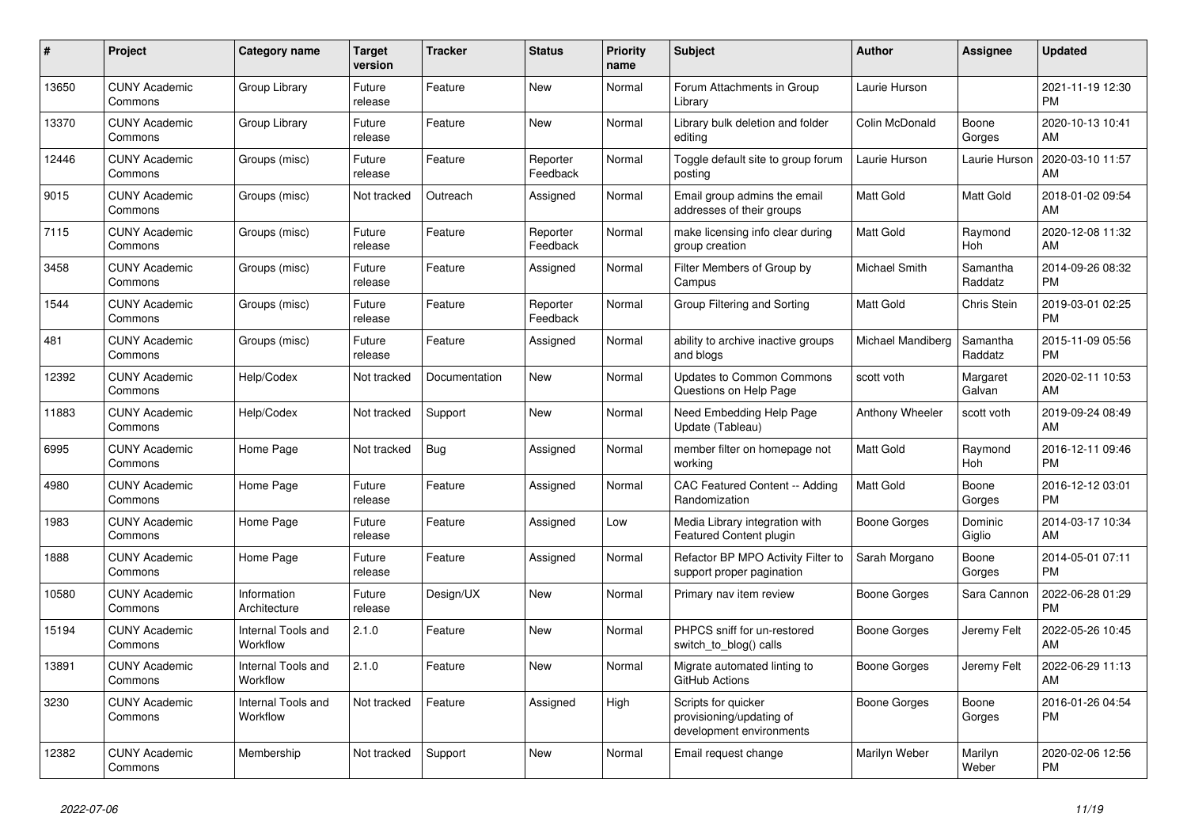| # | Project | Category name | Target version | Tracker | Status | Priority name | Subject | Author | Assignee | Updated |
|---|---|---|---|---|---|---|---|---|---|---|
| 13650 | CUNY Academic Commons | Group Library | Future release | Feature | New | Normal | Forum Attachments in Group Library | Laurie Hurson | | 2021-11-19 12:30 PM |
| 13370 | CUNY Academic Commons | Group Library | Future release | Feature | New | Normal | Library bulk deletion and folder editing | Colin McDonald | Boone Gorges | 2020-10-13 10:41 AM |
| 12446 | CUNY Academic Commons | Groups (misc) | Future release | Feature | Reporter Feedback | Normal | Toggle default site to group forum posting | Laurie Hurson | Laurie Hurson | 2020-03-10 11:57 AM |
| 9015 | CUNY Academic Commons | Groups (misc) | Not tracked | Outreach | Assigned | Normal | Email group admins the email addresses of their groups | Matt Gold | Matt Gold | 2018-01-02 09:54 AM |
| 7115 | CUNY Academic Commons | Groups (misc) | Future release | Feature | Reporter Feedback | Normal | make licensing info clear during group creation | Matt Gold | Raymond Hoh | 2020-12-08 11:32 AM |
| 3458 | CUNY Academic Commons | Groups (misc) | Future release | Feature | Assigned | Normal | Filter Members of Group by Campus | Michael Smith | Samantha Raddatz | 2014-09-26 08:32 PM |
| 1544 | CUNY Academic Commons | Groups (misc) | Future release | Feature | Reporter Feedback | Normal | Group Filtering and Sorting | Matt Gold | Chris Stein | 2019-03-01 02:25 PM |
| 481 | CUNY Academic Commons | Groups (misc) | Future release | Feature | Assigned | Normal | ability to archive inactive groups and blogs | Michael Mandiberg | Samantha Raddatz | 2015-11-09 05:56 PM |
| 12392 | CUNY Academic Commons | Help/Codex | Not tracked | Documentation | New | Normal | Updates to Common Commons Questions on Help Page | scott voth | Margaret Galvan | 2020-02-11 10:53 AM |
| 11883 | CUNY Academic Commons | Help/Codex | Not tracked | Support | New | Normal | Need Embedding Help Page Update (Tableau) | Anthony Wheeler | scott voth | 2019-09-24 08:49 AM |
| 6995 | CUNY Academic Commons | Home Page | Not tracked | Bug | Assigned | Normal | member filter on homepage not working | Matt Gold | Raymond Hoh | 2016-12-11 09:46 PM |
| 4980 | CUNY Academic Commons | Home Page | Future release | Feature | Assigned | Normal | CAC Featured Content -- Adding Randomization | Matt Gold | Boone Gorges | 2016-12-12 03:01 PM |
| 1983 | CUNY Academic Commons | Home Page | Future release | Feature | Assigned | Low | Media Library integration with Featured Content plugin | Boone Gorges | Dominic Giglio | 2014-03-17 10:34 AM |
| 1888 | CUNY Academic Commons | Home Page | Future release | Feature | Assigned | Normal | Refactor BP MPO Activity Filter to support proper pagination | Sarah Morgano | Boone Gorges | 2014-05-01 07:11 PM |
| 10580 | CUNY Academic Commons | Information Architecture | Future release | Design/UX | New | Normal | Primary nav item review | Boone Gorges | Sara Cannon | 2022-06-28 01:29 PM |
| 15194 | CUNY Academic Commons | Internal Tools and Workflow | 2.1.0 | Feature | New | Normal | PHPCS sniff for un-restored switch_to_blog() calls | Boone Gorges | Jeremy Felt | 2022-05-26 10:45 AM |
| 13891 | CUNY Academic Commons | Internal Tools and Workflow | 2.1.0 | Feature | New | Normal | Migrate automated linting to GitHub Actions | Boone Gorges | Jeremy Felt | 2022-06-29 11:13 AM |
| 3230 | CUNY Academic Commons | Internal Tools and Workflow | Not tracked | Feature | Assigned | High | Scripts for quicker provisioning/updating of development environments | Boone Gorges | Boone Gorges | 2016-01-26 04:54 PM |
| 12382 | CUNY Academic Commons | Membership | Not tracked | Support | New | Normal | Email request change | Marilyn Weber | Marilyn Weber | 2020-02-06 12:56 PM |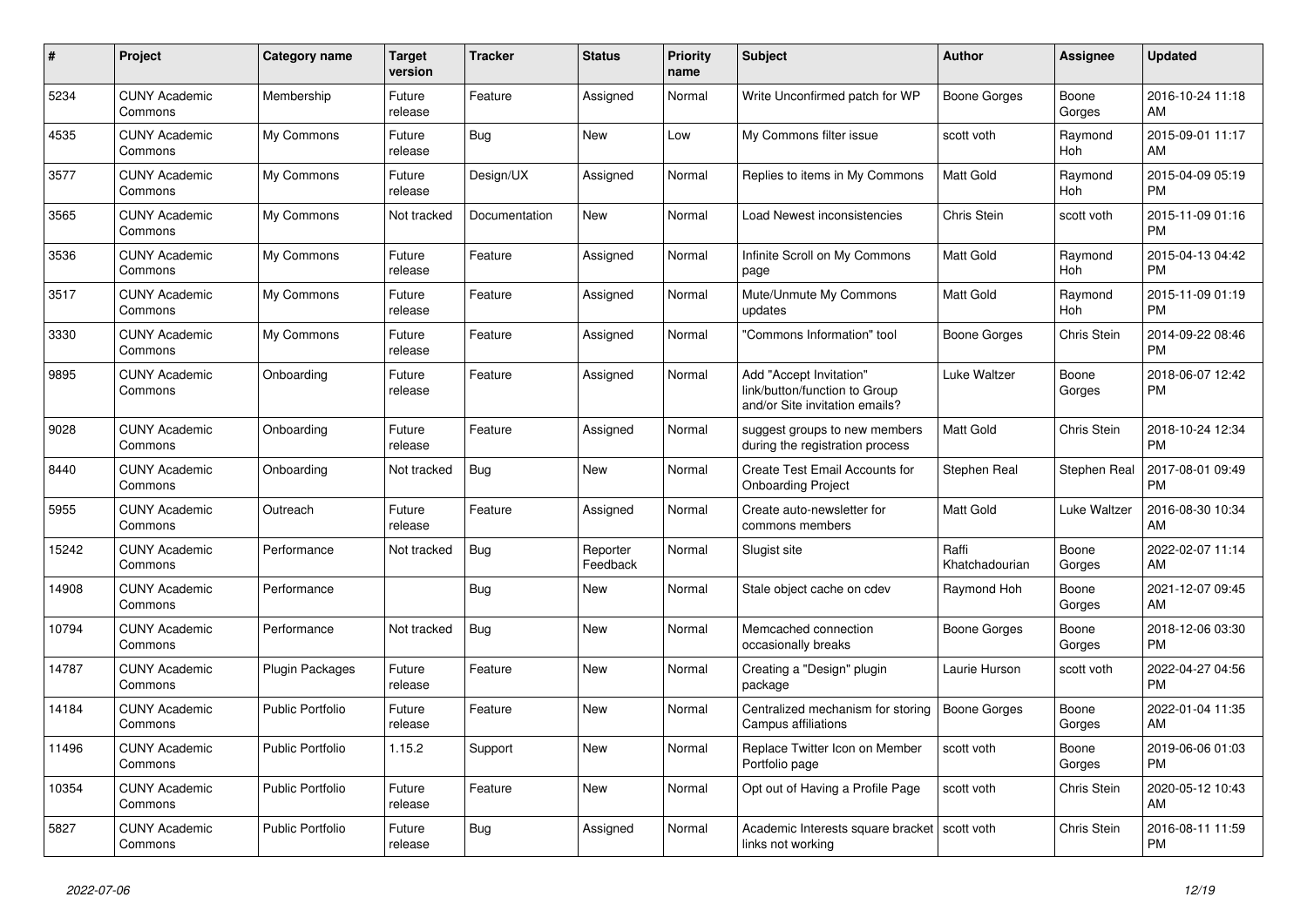| # | Project | Category name | Target version | Tracker | Status | Priority name | Subject | Author | Assignee | Updated |
|---|---|---|---|---|---|---|---|---|---|---|
| 5234 | CUNY Academic Commons | Membership | Future release | Feature | Assigned | Normal | Write Unconfirmed patch for WP | Boone Gorges | Boone Gorges | 2016-10-24 11:18 AM |
| 4535 | CUNY Academic Commons | My Commons | Future release | Bug | New | Low | My Commons filter issue | scott voth | Raymond Hoh | 2015-09-01 11:17 AM |
| 3577 | CUNY Academic Commons | My Commons | Future release | Design/UX | Assigned | Normal | Replies to items in My Commons | Matt Gold | Raymond Hoh | 2015-04-09 05:19 PM |
| 3565 | CUNY Academic Commons | My Commons | Not tracked | Documentation | New | Normal | Load Newest inconsistencies | Chris Stein | scott voth | 2015-11-09 01:16 PM |
| 3536 | CUNY Academic Commons | My Commons | Future release | Feature | Assigned | Normal | Infinite Scroll on My Commons page | Matt Gold | Raymond Hoh | 2015-04-13 04:42 PM |
| 3517 | CUNY Academic Commons | My Commons | Future release | Feature | Assigned | Normal | Mute/Unmute My Commons updates | Matt Gold | Raymond Hoh | 2015-11-09 01:19 PM |
| 3330 | CUNY Academic Commons | My Commons | Future release | Feature | Assigned | Normal | "Commons Information" tool | Boone Gorges | Chris Stein | 2014-09-22 08:46 PM |
| 9895 | CUNY Academic Commons | Onboarding | Future release | Feature | Assigned | Normal | Add "Accept Invitation" link/button/function to Group and/or Site invitation emails? | Luke Waltzer | Boone Gorges | 2018-06-07 12:42 PM |
| 9028 | CUNY Academic Commons | Onboarding | Future release | Feature | Assigned | Normal | suggest groups to new members during the registration process | Matt Gold | Chris Stein | 2018-10-24 12:34 PM |
| 8440 | CUNY Academic Commons | Onboarding | Not tracked | Bug | New | Normal | Create Test Email Accounts for Onboarding Project | Stephen Real | Stephen Real | 2017-08-01 09:49 PM |
| 5955 | CUNY Academic Commons | Outreach | Future release | Feature | Assigned | Normal | Create auto-newsletter for commons members | Matt Gold | Luke Waltzer | 2016-08-30 10:34 AM |
| 15242 | CUNY Academic Commons | Performance | Not tracked | Bug | Reporter Feedback | Normal | Slugist site | Raffi Khatchadourian | Boone Gorges | 2022-02-07 11:14 AM |
| 14908 | CUNY Academic Commons | Performance | | Bug | New | Normal | Stale object cache on cdev | Raymond Hoh | Boone Gorges | 2021-12-07 09:45 AM |
| 10794 | CUNY Academic Commons | Performance | Not tracked | Bug | New | Normal | Memcached connection occasionally breaks | Boone Gorges | Boone Gorges | 2018-12-06 03:30 PM |
| 14787 | CUNY Academic Commons | Plugin Packages | Future release | Feature | New | Normal | Creating a "Design" plugin package | Laurie Hurson | scott voth | 2022-04-27 04:56 PM |
| 14184 | CUNY Academic Commons | Public Portfolio | Future release | Feature | New | Normal | Centralized mechanism for storing Campus affiliations | Boone Gorges | Boone Gorges | 2022-01-04 11:35 AM |
| 11496 | CUNY Academic Commons | Public Portfolio | 1.15.2 | Support | New | Normal | Replace Twitter Icon on Member Portfolio page | scott voth | Boone Gorges | 2019-06-06 01:03 PM |
| 10354 | CUNY Academic Commons | Public Portfolio | Future release | Feature | New | Normal | Opt out of Having a Profile Page | scott voth | Chris Stein | 2020-05-12 10:43 AM |
| 5827 | CUNY Academic Commons | Public Portfolio | Future release | Bug | Assigned | Normal | Academic Interests square bracket links not working | scott voth | Chris Stein | 2016-08-11 11:59 PM |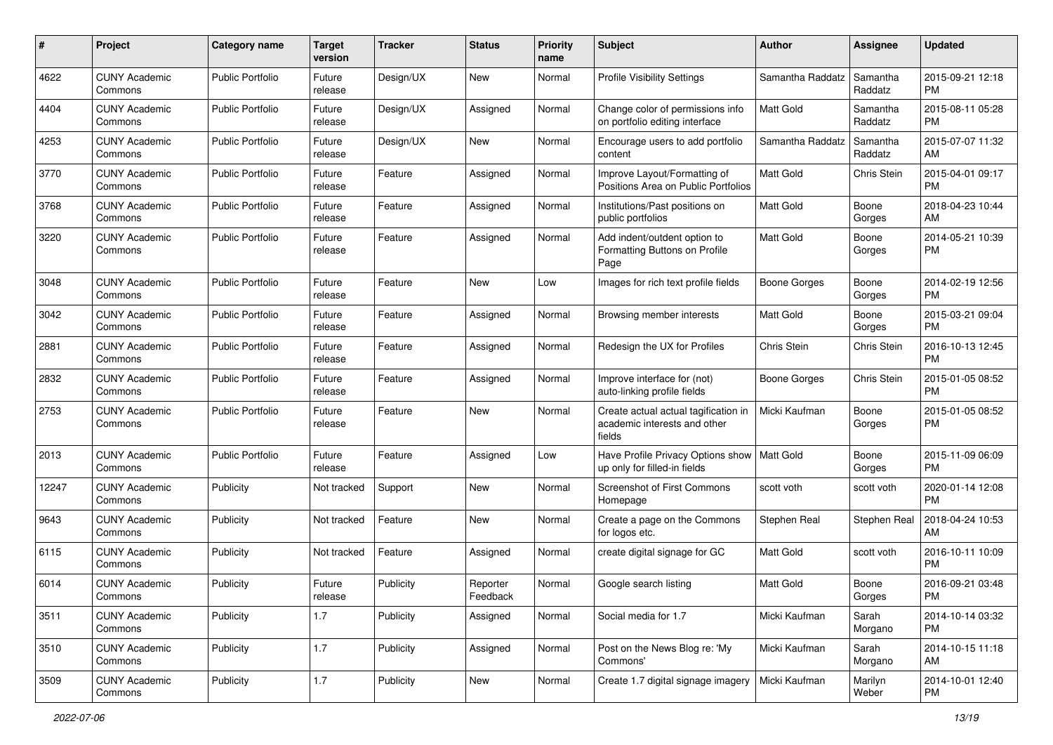| # | Project | Category name | Target version | Tracker | Status | Priority name | Subject | Author | Assignee | Updated |
|---|---|---|---|---|---|---|---|---|---|---|
| 4622 | CUNY Academic Commons | Public Portfolio | Future release | Design/UX | New | Normal | Profile Visibility Settings | Samantha Raddatz | Samantha Raddatz | 2015-09-21 12:18 PM |
| 4404 | CUNY Academic Commons | Public Portfolio | Future release | Design/UX | Assigned | Normal | Change color of permissions info on portfolio editing interface | Matt Gold | Samantha Raddatz | 2015-08-11 05:28 PM |
| 4253 | CUNY Academic Commons | Public Portfolio | Future release | Design/UX | New | Normal | Encourage users to add portfolio content | Samantha Raddatz | Samantha Raddatz | 2015-07-07 11:32 AM |
| 3770 | CUNY Academic Commons | Public Portfolio | Future release | Feature | Assigned | Normal | Improve Layout/Formatting of Positions Area on Public Portfolios | Matt Gold | Chris Stein | 2015-04-01 09:17 PM |
| 3768 | CUNY Academic Commons | Public Portfolio | Future release | Feature | Assigned | Normal | Institutions/Past positions on public portfolios | Matt Gold | Boone Gorges | 2018-04-23 10:44 AM |
| 3220 | CUNY Academic Commons | Public Portfolio | Future release | Feature | Assigned | Normal | Add indent/outdent option to Formatting Buttons on Profile Page | Matt Gold | Boone Gorges | 2014-05-21 10:39 PM |
| 3048 | CUNY Academic Commons | Public Portfolio | Future release | Feature | New | Low | Images for rich text profile fields | Boone Gorges | Boone Gorges | 2014-02-19 12:56 PM |
| 3042 | CUNY Academic Commons | Public Portfolio | Future release | Feature | Assigned | Normal | Browsing member interests | Matt Gold | Boone Gorges | 2015-03-21 09:04 PM |
| 2881 | CUNY Academic Commons | Public Portfolio | Future release | Feature | Assigned | Normal | Redesign the UX for Profiles | Chris Stein | Chris Stein | 2016-10-13 12:45 PM |
| 2832 | CUNY Academic Commons | Public Portfolio | Future release | Feature | Assigned | Normal | Improve interface for (not) auto-linking profile fields | Boone Gorges | Chris Stein | 2015-01-05 08:52 PM |
| 2753 | CUNY Academic Commons | Public Portfolio | Future release | Feature | New | Normal | Create actual actual tagification in academic interests and other fields | Micki Kaufman | Boone Gorges | 2015-01-05 08:52 PM |
| 2013 | CUNY Academic Commons | Public Portfolio | Future release | Feature | Assigned | Low | Have Profile Privacy Options show up only for filled-in fields | Matt Gold | Boone Gorges | 2015-11-09 06:09 PM |
| 12247 | CUNY Academic Commons | Publicity | Not tracked | Support | New | Normal | Screenshot of First Commons Homepage | scott voth | scott voth | 2020-01-14 12:08 PM |
| 9643 | CUNY Academic Commons | Publicity | Not tracked | Feature | New | Normal | Create a page on the Commons for logos etc. | Stephen Real | Stephen Real | 2018-04-24 10:53 AM |
| 6115 | CUNY Academic Commons | Publicity | Not tracked | Feature | Assigned | Normal | create digital signage for GC | Matt Gold | scott voth | 2016-10-11 10:09 PM |
| 6014 | CUNY Academic Commons | Publicity | Future release | Publicity | Reporter Feedback | Normal | Google search listing | Matt Gold | Boone Gorges | 2016-09-21 03:48 PM |
| 3511 | CUNY Academic Commons | Publicity | 1.7 | Publicity | Assigned | Normal | Social media for 1.7 | Micki Kaufman | Sarah Morgano | 2014-10-14 03:32 PM |
| 3510 | CUNY Academic Commons | Publicity | 1.7 | Publicity | Assigned | Normal | Post on the News Blog re: 'My Commons' | Micki Kaufman | Sarah Morgano | 2014-10-15 11:18 AM |
| 3509 | CUNY Academic Commons | Publicity | 1.7 | Publicity | New | Normal | Create 1.7 digital signage imagery | Micki Kaufman | Marilyn Weber | 2014-10-01 12:40 PM |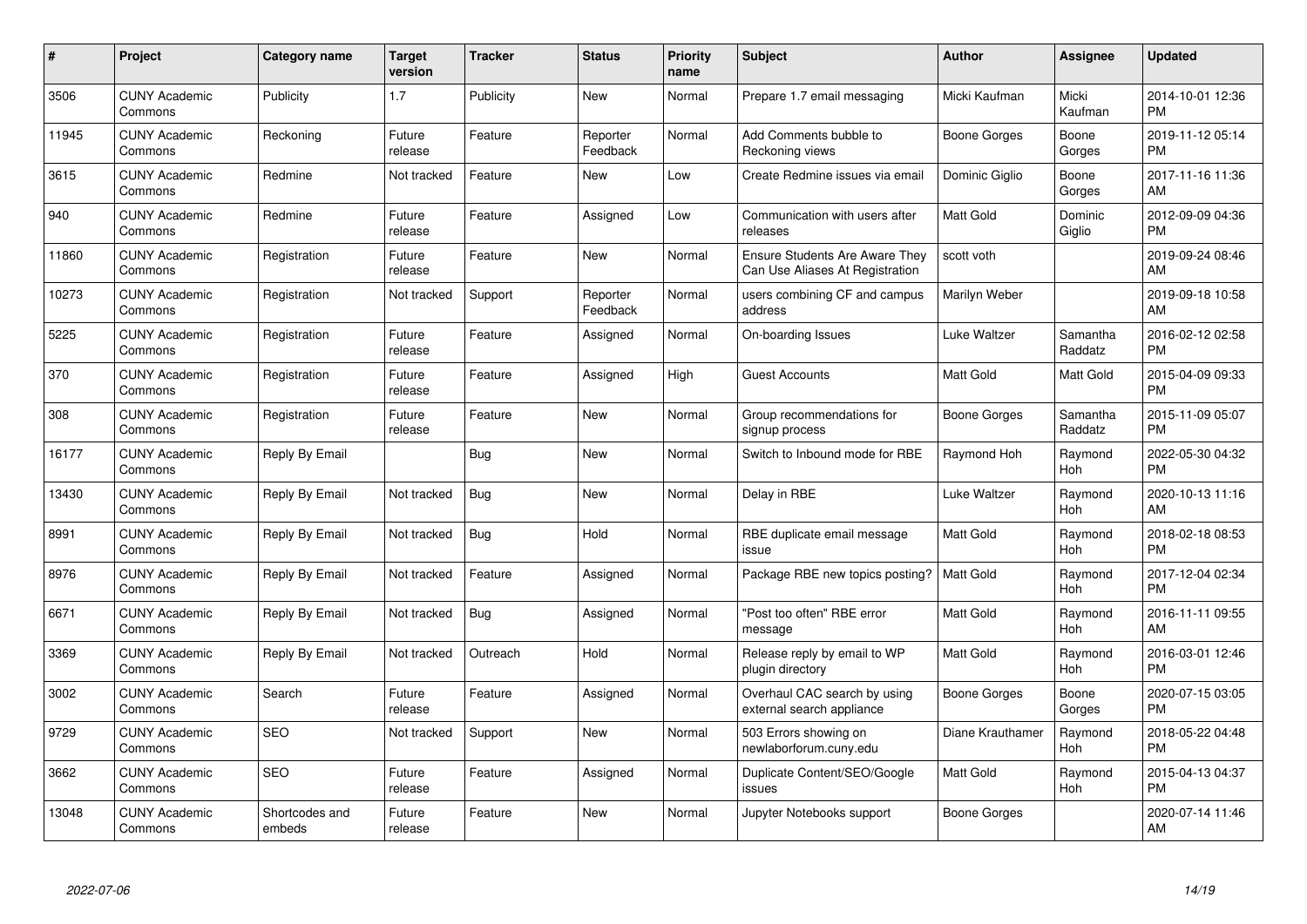| # | Project | Category name | Target version | Tracker | Status | Priority name | Subject | Author | Assignee | Updated |
|---|---|---|---|---|---|---|---|---|---|---|
| 3506 | CUNY Academic Commons | Publicity | 1.7 | Publicity | New | Normal | Prepare 1.7 email messaging | Micki Kaufman | Micki Kaufman | 2014-10-01 12:36 PM |
| 11945 | CUNY Academic Commons | Reckoning | Future release | Feature | Reporter Feedback | Normal | Add Comments bubble to Reckoning views | Boone Gorges | Boone Gorges | 2019-11-12 05:14 PM |
| 3615 | CUNY Academic Commons | Redmine | Not tracked | Feature | New | Low | Create Redmine issues via email | Dominic Giglio | Boone Gorges | 2017-11-16 11:36 AM |
| 940 | CUNY Academic Commons | Redmine | Future release | Feature | Assigned | Low | Communication with users after releases | Matt Gold | Dominic Giglio | 2012-09-09 04:36 PM |
| 11860 | CUNY Academic Commons | Registration | Future release | Feature | New | Normal | Ensure Students Are Aware They Can Use Aliases At Registration | scott voth | | 2019-09-24 08:46 AM |
| 10273 | CUNY Academic Commons | Registration | Not tracked | Support | Reporter Feedback | Normal | users combining CF and campus address | Marilyn Weber | | 2019-09-18 10:58 AM |
| 5225 | CUNY Academic Commons | Registration | Future release | Feature | Assigned | Normal | On-boarding Issues | Luke Waltzer | Samantha Raddatz | 2016-02-12 02:58 PM |
| 370 | CUNY Academic Commons | Registration | Future release | Feature | Assigned | High | Guest Accounts | Matt Gold | Matt Gold | 2015-04-09 09:33 PM |
| 308 | CUNY Academic Commons | Registration | Future release | Feature | New | Normal | Group recommendations for signup process | Boone Gorges | Samantha Raddatz | 2015-11-09 05:07 PM |
| 16177 | CUNY Academic Commons | Reply By Email | | Bug | New | Normal | Switch to Inbound mode for RBE | Raymond Hoh | Raymond Hoh | 2022-05-30 04:32 PM |
| 13430 | CUNY Academic Commons | Reply By Email | Not tracked | Bug | New | Normal | Delay in RBE | Luke Waltzer | Raymond Hoh | 2020-10-13 11:16 AM |
| 8991 | CUNY Academic Commons | Reply By Email | Not tracked | Bug | Hold | Normal | RBE duplicate email message issue | Matt Gold | Raymond Hoh | 2018-02-18 08:53 PM |
| 8976 | CUNY Academic Commons | Reply By Email | Not tracked | Feature | Assigned | Normal | Package RBE new topics posting? | Matt Gold | Raymond Hoh | 2017-12-04 02:34 PM |
| 6671 | CUNY Academic Commons | Reply By Email | Not tracked | Bug | Assigned | Normal | "Post too often" RBE error message | Matt Gold | Raymond Hoh | 2016-11-11 09:55 AM |
| 3369 | CUNY Academic Commons | Reply By Email | Not tracked | Outreach | Hold | Normal | Release reply by email to WP plugin directory | Matt Gold | Raymond Hoh | 2016-03-01 12:46 PM |
| 3002 | CUNY Academic Commons | Search | Future release | Feature | Assigned | Normal | Overhaul CAC search by using external search appliance | Boone Gorges | Boone Gorges | 2020-07-15 03:05 PM |
| 9729 | CUNY Academic Commons | SEO | Not tracked | Support | New | Normal | 503 Errors showing on newlaborforum.cuny.edu | Diane Krauthamer | Raymond Hoh | 2018-05-22 04:48 PM |
| 3662 | CUNY Academic Commons | SEO | Future release | Feature | Assigned | Normal | Duplicate Content/SEO/Google issues | Matt Gold | Raymond Hoh | 2015-04-13 04:37 PM |
| 13048 | CUNY Academic Commons | Shortcodes and embeds | Future release | Feature | New | Normal | Jupyter Notebooks support | Boone Gorges | | 2020-07-14 11:46 AM |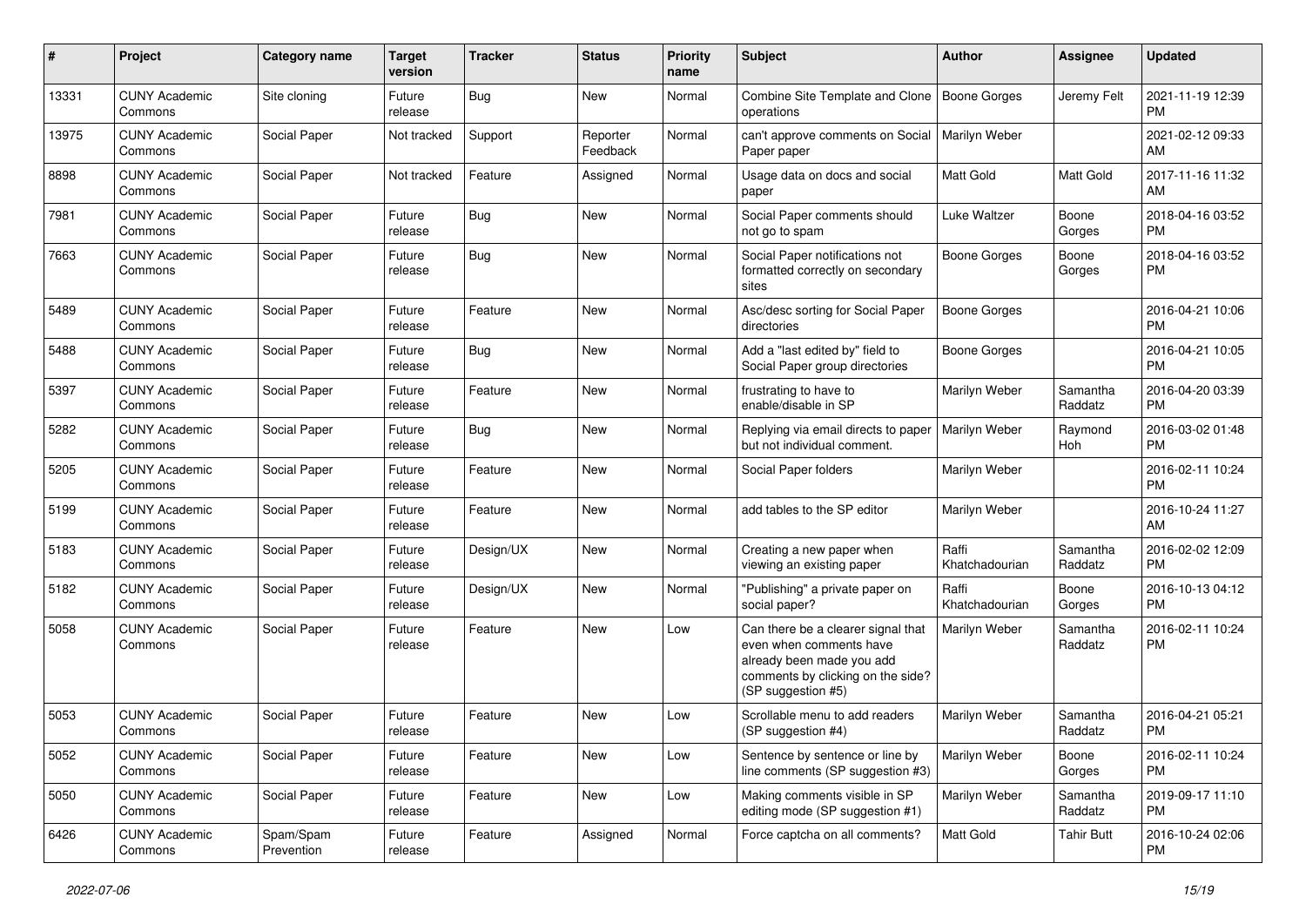| # | Project | Category name | Target version | Tracker | Status | Priority name | Subject | Author | Assignee | Updated |
|---|---|---|---|---|---|---|---|---|---|---|
| 13331 | CUNY Academic Commons | Site cloning | Future release | Bug | New | Normal | Combine Site Template and Clone operations | Boone Gorges | Jeremy Felt | 2021-11-19 12:39 PM |
| 13975 | CUNY Academic Commons | Social Paper | Not tracked | Support | Reporter Feedback | Normal | can't approve comments on Social Paper paper | Marilyn Weber | | 2021-02-12 09:33 AM |
| 8898 | CUNY Academic Commons | Social Paper | Not tracked | Feature | Assigned | Normal | Usage data on docs and social paper | Matt Gold | Matt Gold | 2017-11-16 11:32 AM |
| 7981 | CUNY Academic Commons | Social Paper | Future release | Bug | New | Normal | Social Paper comments should not go to spam | Luke Waltzer | Boone Gorges | 2018-04-16 03:52 PM |
| 7663 | CUNY Academic Commons | Social Paper | Future release | Bug | New | Normal | Social Paper notifications not formatted correctly on secondary sites | Boone Gorges | Boone Gorges | 2018-04-16 03:52 PM |
| 5489 | CUNY Academic Commons | Social Paper | Future release | Feature | New | Normal | Asc/desc sorting for Social Paper directories | Boone Gorges | | 2016-04-21 10:06 PM |
| 5488 | CUNY Academic Commons | Social Paper | Future release | Bug | New | Normal | Add a "last edited by" field to Social Paper group directories | Boone Gorges | | 2016-04-21 10:05 PM |
| 5397 | CUNY Academic Commons | Social Paper | Future release | Feature | New | Normal | frustrating to have to enable/disable in SP | Marilyn Weber | Samantha Raddatz | 2016-04-20 03:39 PM |
| 5282 | CUNY Academic Commons | Social Paper | Future release | Bug | New | Normal | Replying via email directs to paper but not individual comment. | Marilyn Weber | Raymond Hoh | 2016-03-02 01:48 PM |
| 5205 | CUNY Academic Commons | Social Paper | Future release | Feature | New | Normal | Social Paper folders | Marilyn Weber | | 2016-02-11 10:24 PM |
| 5199 | CUNY Academic Commons | Social Paper | Future release | Feature | New | Normal | add tables to the SP editor | Marilyn Weber | | 2016-10-24 11:27 AM |
| 5183 | CUNY Academic Commons | Social Paper | Future release | Design/UX | New | Normal | Creating a new paper when viewing an existing paper | Raffi Khatchadourian | Samantha Raddatz | 2016-02-02 12:09 PM |
| 5182 | CUNY Academic Commons | Social Paper | Future release | Design/UX | New | Normal | "Publishing" a private paper on social paper? | Raffi Khatchadourian | Boone Gorges | 2016-10-13 04:12 PM |
| 5058 | CUNY Academic Commons | Social Paper | Future release | Feature | New | Low | Can there be a clearer signal that even when comments have already been made you add comments by clicking on the side? (SP suggestion #5) | Marilyn Weber | Samantha Raddatz | 2016-02-11 10:24 PM |
| 5053 | CUNY Academic Commons | Social Paper | Future release | Feature | New | Low | Scrollable menu to add readers (SP suggestion #4) | Marilyn Weber | Samantha Raddatz | 2016-04-21 05:21 PM |
| 5052 | CUNY Academic Commons | Social Paper | Future release | Feature | New | Low | Sentence by sentence or line by line comments (SP suggestion #3) | Marilyn Weber | Boone Gorges | 2016-02-11 10:24 PM |
| 5050 | CUNY Academic Commons | Social Paper | Future release | Feature | New | Low | Making comments visible in SP editing mode (SP suggestion #1) | Marilyn Weber | Samantha Raddatz | 2019-09-17 11:10 PM |
| 6426 | CUNY Academic Commons | Spam/Spam Prevention | Future release | Feature | Assigned | Normal | Force captcha on all comments? | Matt Gold | Tahir Butt | 2016-10-24 02:06 PM |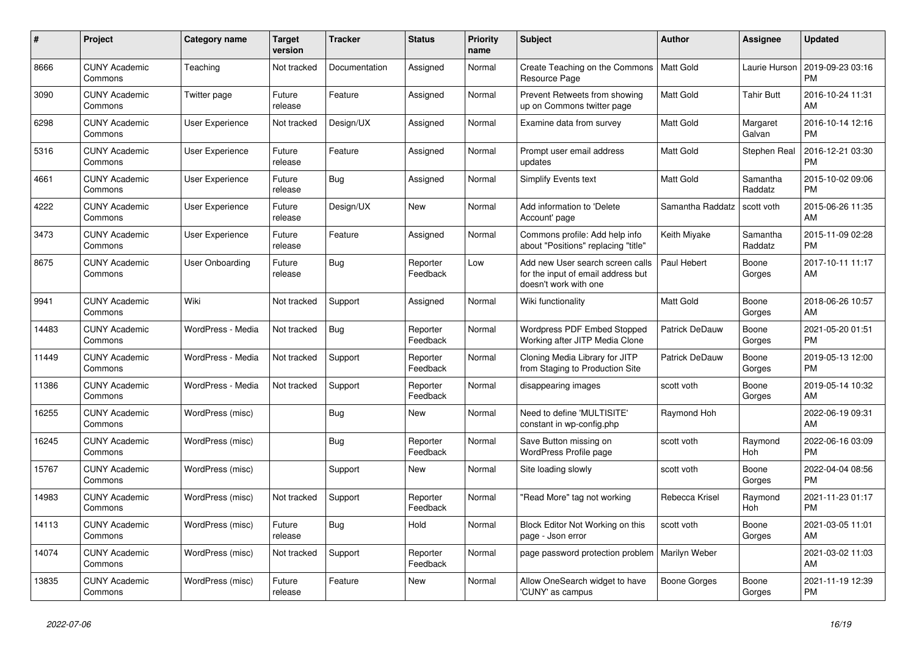| # | Project | Category name | Target version | Tracker | Status | Priority name | Subject | Author | Assignee | Updated |
|---|---|---|---|---|---|---|---|---|---|---|
| 8666 | CUNY Academic Commons | Teaching | Not tracked | Documentation | Assigned | Normal | Create Teaching on the Commons Resource Page | Matt Gold | Laurie Hurson | 2019-09-23 03:16 PM |
| 3090 | CUNY Academic Commons | Twitter page | Future release | Feature | Assigned | Normal | Prevent Retweets from showing up on Commons twitter page | Matt Gold | Tahir Butt | 2016-10-24 11:31 AM |
| 6298 | CUNY Academic Commons | User Experience | Not tracked | Design/UX | Assigned | Normal | Examine data from survey | Matt Gold | Margaret Galvan | 2016-10-14 12:16 PM |
| 5316 | CUNY Academic Commons | User Experience | Future release | Feature | Assigned | Normal | Prompt user email address updates | Matt Gold | Stephen Real | 2016-12-21 03:30 PM |
| 4661 | CUNY Academic Commons | User Experience | Future release | Bug | Assigned | Normal | Simplify Events text | Matt Gold | Samantha Raddatz | 2015-10-02 09:06 PM |
| 4222 | CUNY Academic Commons | User Experience | Future release | Design/UX | New | Normal | Add information to 'Delete Account' page | Samantha Raddatz | scott voth | 2015-06-26 11:35 AM |
| 3473 | CUNY Academic Commons | User Experience | Future release | Feature | Assigned | Normal | Commons profile: Add help info about "Positions" replacing "title" | Keith Miyake | Samantha Raddatz | 2015-11-09 02:28 PM |
| 8675 | CUNY Academic Commons | User Onboarding | Future release | Bug | Reporter Feedback | Low | Add new User search screen calls for the input of email address but doesn't work with one | Paul Hebert | Boone Gorges | 2017-10-11 11:17 AM |
| 9941 | CUNY Academic Commons | Wiki | Not tracked | Support | Assigned | Normal | Wiki functionality | Matt Gold | Boone Gorges | 2018-06-26 10:57 AM |
| 14483 | CUNY Academic Commons | WordPress - Media | Not tracked | Bug | Reporter Feedback | Normal | Wordpress PDF Embed Stopped Working after JITP Media Clone | Patrick DeDauw | Boone Gorges | 2021-05-20 01:51 PM |
| 11449 | CUNY Academic Commons | WordPress - Media | Not tracked | Support | Reporter Feedback | Normal | Cloning Media Library for JITP from Staging to Production Site | Patrick DeDauw | Boone Gorges | 2019-05-13 12:00 PM |
| 11386 | CUNY Academic Commons | WordPress - Media | Not tracked | Support | Reporter Feedback | Normal | disappearing images | scott voth | Boone Gorges | 2019-05-14 10:32 AM |
| 16255 | CUNY Academic Commons | WordPress (misc) | | Bug | New | Normal | Need to define 'MULTISITE' constant in wp-config.php | Raymond Hoh | | 2022-06-19 09:31 AM |
| 16245 | CUNY Academic Commons | WordPress (misc) | | Bug | Reporter Feedback | Normal | Save Button missing on WordPress Profile page | scott voth | Raymond Hoh | 2022-06-16 03:09 PM |
| 15767 | CUNY Academic Commons | WordPress (misc) | | Support | New | Normal | Site loading slowly | scott voth | Boone Gorges | 2022-04-04 08:56 PM |
| 14983 | CUNY Academic Commons | WordPress (misc) | Not tracked | Support | Reporter Feedback | Normal | "Read More" tag not working | Rebecca Krisel | Raymond Hoh | 2021-11-23 01:17 PM |
| 14113 | CUNY Academic Commons | WordPress (misc) | Future release | Bug | Hold | Normal | Block Editor Not Working on this page - Json error | scott voth | Boone Gorges | 2021-03-05 11:01 AM |
| 14074 | CUNY Academic Commons | WordPress (misc) | Not tracked | Support | Reporter Feedback | Normal | page password protection problem | Marilyn Weber | | 2021-03-02 11:03 AM |
| 13835 | CUNY Academic Commons | WordPress (misc) | Future release | Feature | New | Normal | Allow OneSearch widget to have 'CUNY' as campus | Boone Gorges | Boone Gorges | 2021-11-19 12:39 PM |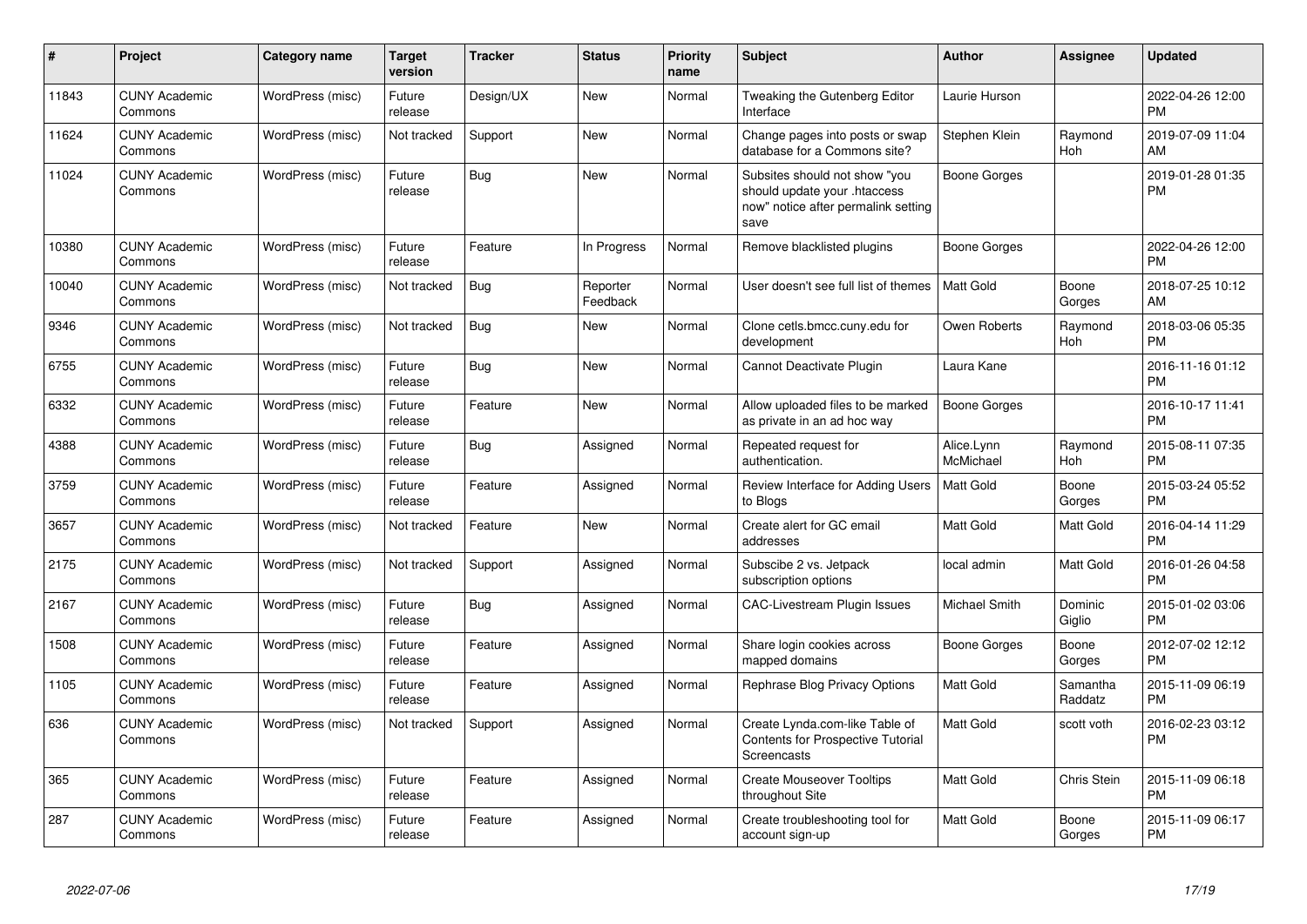| # | Project | Category name | Target version | Tracker | Status | Priority name | Subject | Author | Assignee | Updated |
|---|---|---|---|---|---|---|---|---|---|---|
| 11843 | CUNY Academic Commons | WordPress (misc) | Future release | Design/UX | New | Normal | Tweaking the Gutenberg Editor Interface | Laurie Hurson | | 2022-04-26 12:00 PM |
| 11624 | CUNY Academic Commons | WordPress (misc) | Not tracked | Support | New | Normal | Change pages into posts or swap database for a Commons site? | Stephen Klein | Raymond Hoh | 2019-07-09 11:04 AM |
| 11024 | CUNY Academic Commons | WordPress (misc) | Future release | Bug | New | Normal | Subsites should not show "you should update your .htaccess now" notice after permalink setting save | Boone Gorges | | 2019-01-28 01:35 PM |
| 10380 | CUNY Academic Commons | WordPress (misc) | Future release | Feature | In Progress | Normal | Remove blacklisted plugins | Boone Gorges | | 2022-04-26 12:00 PM |
| 10040 | CUNY Academic Commons | WordPress (misc) | Not tracked | Bug | Reporter Feedback | Normal | User doesn't see full list of themes | Matt Gold | Boone Gorges | 2018-07-25 10:12 AM |
| 9346 | CUNY Academic Commons | WordPress (misc) | Not tracked | Bug | New | Normal | Clone cetls.bmcc.cuny.edu for development | Owen Roberts | Raymond Hoh | 2018-03-06 05:35 PM |
| 6755 | CUNY Academic Commons | WordPress (misc) | Future release | Bug | New | Normal | Cannot Deactivate Plugin | Laura Kane | | 2016-11-16 01:12 PM |
| 6332 | CUNY Academic Commons | WordPress (misc) | Future release | Feature | New | Normal | Allow uploaded files to be marked as private in an ad hoc way | Boone Gorges | | 2016-10-17 11:41 PM |
| 4388 | CUNY Academic Commons | WordPress (misc) | Future release | Bug | Assigned | Normal | Repeated request for authentication. | Alice.Lynn McMichael | Raymond Hoh | 2015-08-11 07:35 PM |
| 3759 | CUNY Academic Commons | WordPress (misc) | Future release | Feature | Assigned | Normal | Review Interface for Adding Users to Blogs | Matt Gold | Boone Gorges | 2015-03-24 05:52 PM |
| 3657 | CUNY Academic Commons | WordPress (misc) | Not tracked | Feature | New | Normal | Create alert for GC email addresses | Matt Gold | Matt Gold | 2016-04-14 11:29 PM |
| 2175 | CUNY Academic Commons | WordPress (misc) | Not tracked | Support | Assigned | Normal | Subscibe 2 vs. Jetpack subscription options | local admin | Matt Gold | 2016-01-26 04:58 PM |
| 2167 | CUNY Academic Commons | WordPress (misc) | Future release | Bug | Assigned | Normal | CAC-Livestream Plugin Issues | Michael Smith | Dominic Giglio | 2015-01-02 03:06 PM |
| 1508 | CUNY Academic Commons | WordPress (misc) | Future release | Feature | Assigned | Normal | Share login cookies across mapped domains | Boone Gorges | Boone Gorges | 2012-07-02 12:12 PM |
| 1105 | CUNY Academic Commons | WordPress (misc) | Future release | Feature | Assigned | Normal | Rephrase Blog Privacy Options | Matt Gold | Samantha Raddatz | 2015-11-09 06:19 PM |
| 636 | CUNY Academic Commons | WordPress (misc) | Not tracked | Support | Assigned | Normal | Create Lynda.com-like Table of Contents for Prospective Tutorial Screencasts | Matt Gold | scott voth | 2016-02-23 03:12 PM |
| 365 | CUNY Academic Commons | WordPress (misc) | Future release | Feature | Assigned | Normal | Create Mouseover Tooltips throughout Site | Matt Gold | Chris Stein | 2015-11-09 06:18 PM |
| 287 | CUNY Academic Commons | WordPress (misc) | Future release | Feature | Assigned | Normal | Create troubleshooting tool for account sign-up | Matt Gold | Boone Gorges | 2015-11-09 06:17 PM |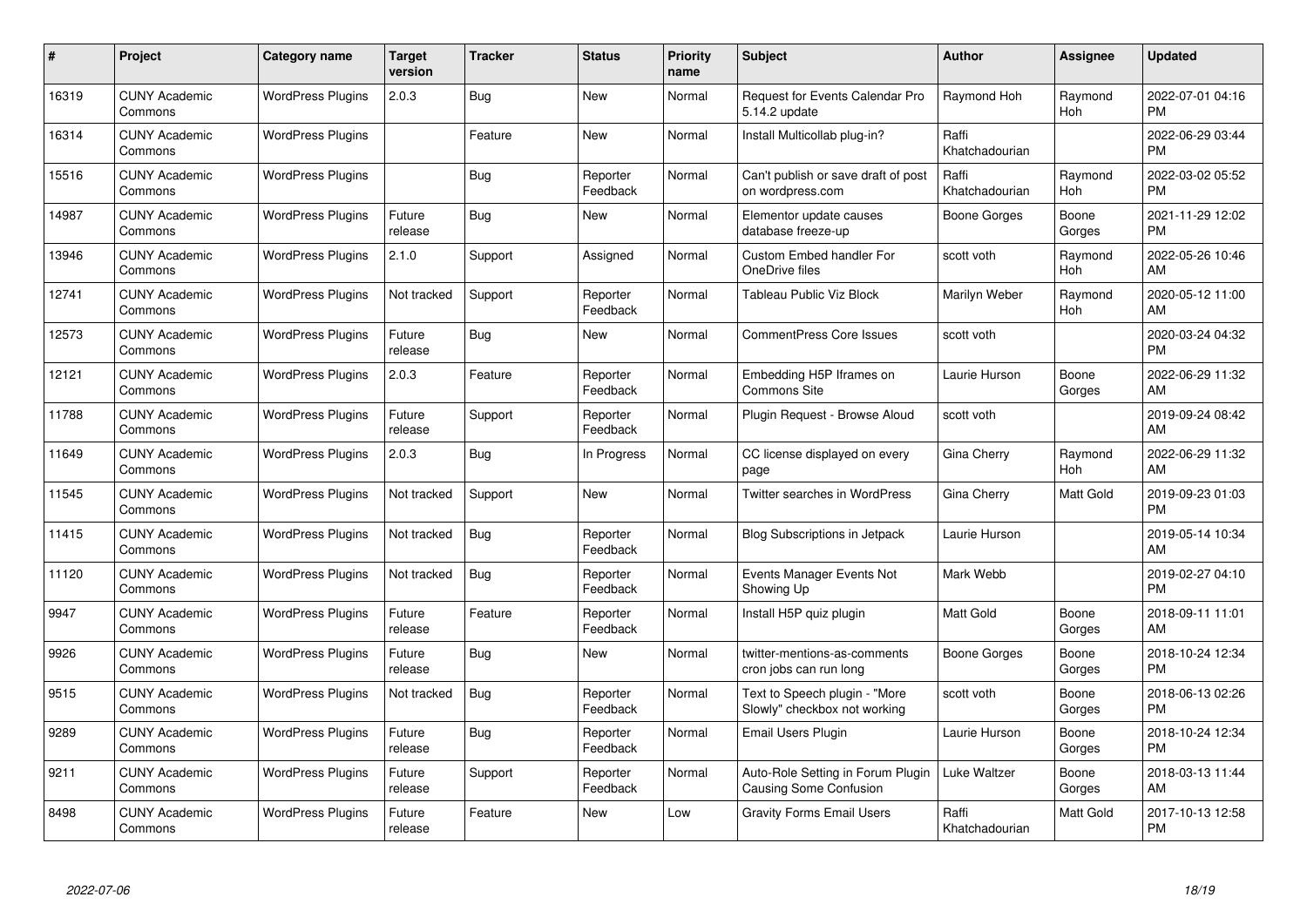| # | Project | Category name | Target version | Tracker | Status | Priority name | Subject | Author | Assignee | Updated |
|---|---|---|---|---|---|---|---|---|---|---|
| 16319 | CUNY Academic Commons | WordPress Plugins | 2.0.3 | Bug | New | Normal | Request for Events Calendar Pro 5.14.2 update | Raymond Hoh | Raymond Hoh | 2022-07-01 04:16 PM |
| 16314 | CUNY Academic Commons | WordPress Plugins | | Feature | New | Normal | Install Multicollab plug-in? | Raffi Khatchadourian | | 2022-06-29 03:44 PM |
| 15516 | CUNY Academic Commons | WordPress Plugins | | Bug | Reporter Feedback | Normal | Can't publish or save draft of post on wordpress.com | Raffi Khatchadourian | Raymond Hoh | 2022-03-02 05:52 PM |
| 14987 | CUNY Academic Commons | WordPress Plugins | Future release | Bug | New | Normal | Elementor update causes database freeze-up | Boone Gorges | Boone Gorges | 2021-11-29 12:02 PM |
| 13946 | CUNY Academic Commons | WordPress Plugins | 2.1.0 | Support | Assigned | Normal | Custom Embed handler For OneDrive files | scott voth | Raymond Hoh | 2022-05-26 10:46 AM |
| 12741 | CUNY Academic Commons | WordPress Plugins | Not tracked | Support | Reporter Feedback | Normal | Tableau Public Viz Block | Marilyn Weber | Raymond Hoh | 2020-05-12 11:00 AM |
| 12573 | CUNY Academic Commons | WordPress Plugins | Future release | Bug | New | Normal | CommentPress Core Issues | scott voth | | 2020-03-24 04:32 PM |
| 12121 | CUNY Academic Commons | WordPress Plugins | 2.0.3 | Feature | Reporter Feedback | Normal | Embedding H5P Iframes on Commons Site | Laurie Hurson | Boone Gorges | 2022-06-29 11:32 AM |
| 11788 | CUNY Academic Commons | WordPress Plugins | Future release | Support | Reporter Feedback | Normal | Plugin Request - Browse Aloud | scott voth | | 2019-09-24 08:42 AM |
| 11649 | CUNY Academic Commons | WordPress Plugins | 2.0.3 | Bug | In Progress | Normal | CC license displayed on every page | Gina Cherry | Raymond Hoh | 2022-06-29 11:32 AM |
| 11545 | CUNY Academic Commons | WordPress Plugins | Not tracked | Support | New | Normal | Twitter searches in WordPress | Gina Cherry | Matt Gold | 2019-09-23 01:03 PM |
| 11415 | CUNY Academic Commons | WordPress Plugins | Not tracked | Bug | Reporter Feedback | Normal | Blog Subscriptions in Jetpack | Laurie Hurson | | 2019-05-14 10:34 AM |
| 11120 | CUNY Academic Commons | WordPress Plugins | Not tracked | Bug | Reporter Feedback | Normal | Events Manager Events Not Showing Up | Mark Webb | | 2019-02-27 04:10 PM |
| 9947 | CUNY Academic Commons | WordPress Plugins | Future release | Feature | Reporter Feedback | Normal | Install H5P quiz plugin | Matt Gold | Boone Gorges | 2018-09-11 11:01 AM |
| 9926 | CUNY Academic Commons | WordPress Plugins | Future release | Bug | New | Normal | twitter-mentions-as-comments cron jobs can run long | Boone Gorges | Boone Gorges | 2018-10-24 12:34 PM |
| 9515 | CUNY Academic Commons | WordPress Plugins | Not tracked | Bug | Reporter Feedback | Normal | Text to Speech plugin - "More Slowly" checkbox not working | scott voth | Boone Gorges | 2018-06-13 02:26 PM |
| 9289 | CUNY Academic Commons | WordPress Plugins | Future release | Bug | Reporter Feedback | Normal | Email Users Plugin | Laurie Hurson | Boone Gorges | 2018-10-24 12:34 PM |
| 9211 | CUNY Academic Commons | WordPress Plugins | Future release | Support | Reporter Feedback | Normal | Auto-Role Setting in Forum Plugin Causing Some Confusion | Luke Waltzer | Boone Gorges | 2018-03-13 11:44 AM |
| 8498 | CUNY Academic Commons | WordPress Plugins | Future release | Feature | New | Low | Gravity Forms Email Users | Raffi Khatchadourian | Matt Gold | 2017-10-13 12:58 PM |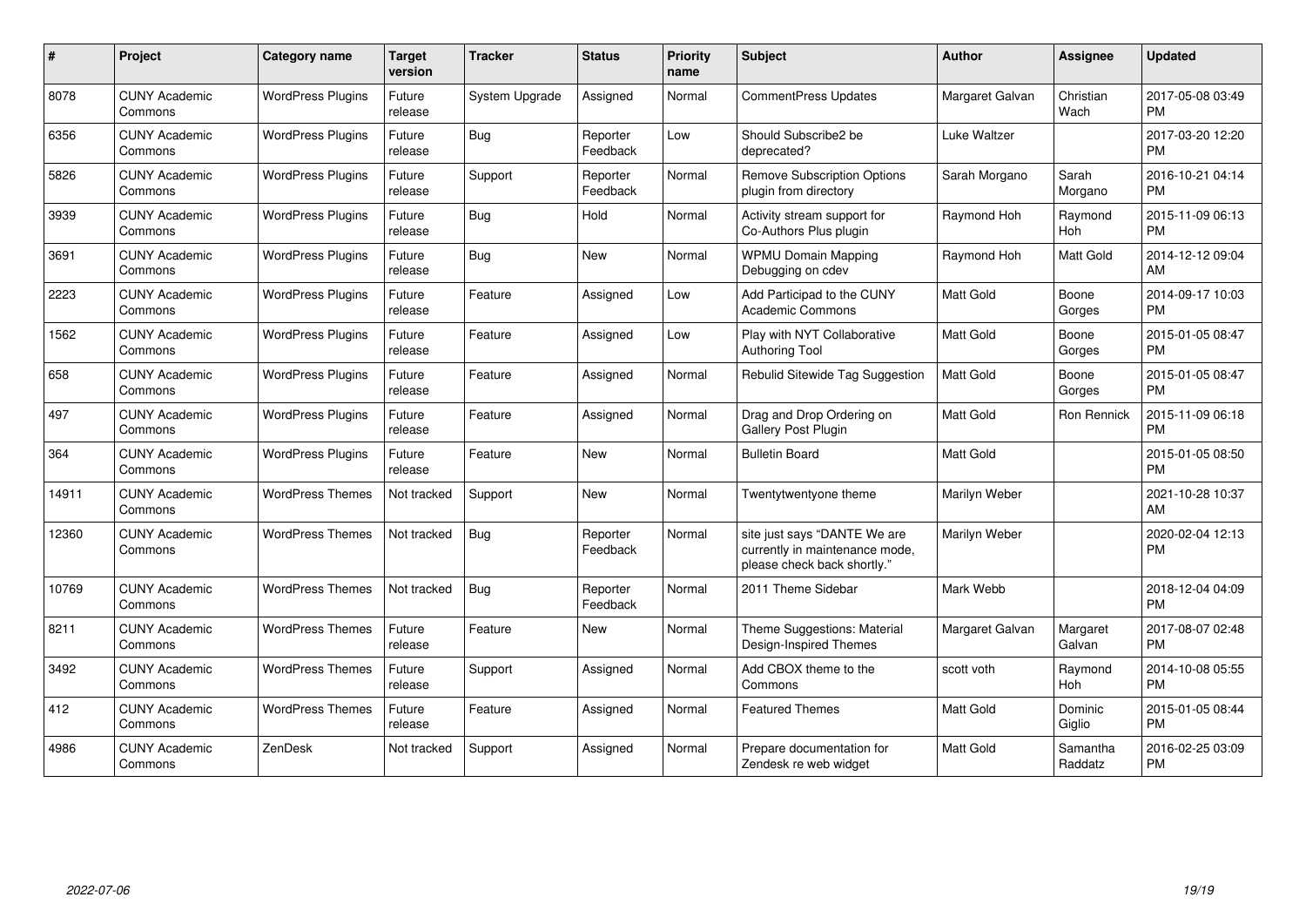| # | Project | Category name | Target version | Tracker | Status | Priority name | Subject | Author | Assignee | Updated |
|---|---|---|---|---|---|---|---|---|---|---|
| 8078 | CUNY Academic Commons | WordPress Plugins | Future release | System Upgrade | Assigned | Normal | CommentPress Updates | Margaret Galvan | Christian Wach | 2017-05-08 03:49 PM |
| 6356 | CUNY Academic Commons | WordPress Plugins | Future release | Bug | Reporter Feedback | Low | Should Subscribe2 be deprecated? | Luke Waltzer | | 2017-03-20 12:20 PM |
| 5826 | CUNY Academic Commons | WordPress Plugins | Future release | Support | Reporter Feedback | Normal | Remove Subscription Options plugin from directory | Sarah Morgano | Sarah Morgano | 2016-10-21 04:14 PM |
| 3939 | CUNY Academic Commons | WordPress Plugins | Future release | Bug | Hold | Normal | Activity stream support for Co-Authors Plus plugin | Raymond Hoh | Raymond Hoh | 2015-11-09 06:13 PM |
| 3691 | CUNY Academic Commons | WordPress Plugins | Future release | Bug | New | Normal | WPMU Domain Mapping Debugging on cdev | Raymond Hoh | Matt Gold | 2014-12-12 09:04 AM |
| 2223 | CUNY Academic Commons | WordPress Plugins | Future release | Feature | Assigned | Low | Add Participad to the CUNY Academic Commons | Matt Gold | Boone Gorges | 2014-09-17 10:03 PM |
| 1562 | CUNY Academic Commons | WordPress Plugins | Future release | Feature | Assigned | Low | Play with NYT Collaborative Authoring Tool | Matt Gold | Boone Gorges | 2015-01-05 08:47 PM |
| 658 | CUNY Academic Commons | WordPress Plugins | Future release | Feature | Assigned | Normal | Rebulid Sitewide Tag Suggestion | Matt Gold | Boone Gorges | 2015-01-05 08:47 PM |
| 497 | CUNY Academic Commons | WordPress Plugins | Future release | Feature | Assigned | Normal | Drag and Drop Ordering on Gallery Post Plugin | Matt Gold | Ron Rennick | 2015-11-09 06:18 PM |
| 364 | CUNY Academic Commons | WordPress Plugins | Future release | Feature | New | Normal | Bulletin Board | Matt Gold | | 2015-01-05 08:50 PM |
| 14911 | CUNY Academic Commons | WordPress Themes | Not tracked | Support | New | Normal | Twentytwentyone theme | Marilyn Weber | | 2021-10-28 10:37 AM |
| 12360 | CUNY Academic Commons | WordPress Themes | Not tracked | Bug | Reporter Feedback | Normal | site just says "DANTE We are currently in maintenance mode, please check back shortly." | Marilyn Weber | | 2020-02-04 12:13 PM |
| 10769 | CUNY Academic Commons | WordPress Themes | Not tracked | Bug | Reporter Feedback | Normal | 2011 Theme Sidebar | Mark Webb | | 2018-12-04 04:09 PM |
| 8211 | CUNY Academic Commons | WordPress Themes | Future release | Feature | New | Normal | Theme Suggestions: Material Design-Inspired Themes | Margaret Galvan | Margaret Galvan | 2017-08-07 02:48 PM |
| 3492 | CUNY Academic Commons | WordPress Themes | Future release | Support | Assigned | Normal | Add CBOX theme to the Commons | scott voth | Raymond Hoh | 2014-10-08 05:55 PM |
| 412 | CUNY Academic Commons | WordPress Themes | Future release | Feature | Assigned | Normal | Featured Themes | Matt Gold | Dominic Giglio | 2015-01-05 08:44 PM |
| 4986 | CUNY Academic Commons | ZenDesk | Not tracked | Support | Assigned | Normal | Prepare documentation for Zendesk re web widget | Matt Gold | Samantha Raddatz | 2016-02-25 03:09 PM |